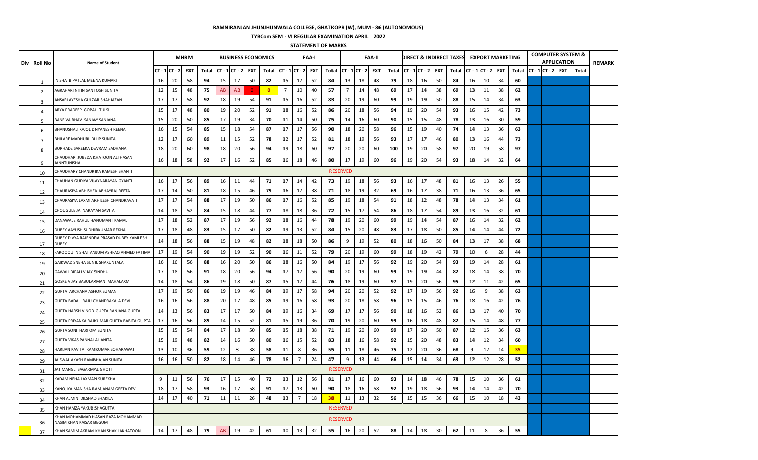# RAMNIRANJAN JHUNJHUNWALA COLLEGE, GHATKOPR (W), MUM - 86 (AUTONOMOUS)

## TYBCom SEM - VI REGULAR EXAMINATION APRIL 2022

### STATEMENT OF MARKS

| Div | Roll No | Name of Student | MHRM | | | | BUSINESS ECONOMICS | | | | FAA-I | | | | FAA-II | | | | DIRECT & INDIRECT TAXES | | | | EXPORT MARKETING | | | | COMPUTER SYSTEM & APPLICATION | | | | REMARK |
|---|---|---|---|---|---|---|---|---|---|---|---|---|---|---|---|---|---|---|---|---|---|---|---|---|---|---|---|---|---|---|---|
| | | | CT - 1 | CT - 2 | EXT | Total | CT - 1 | CT - 2 | EXT | Total | CT - 1 | CT - 2 | EXT | Total | CT - 1 | CT - 2 | EXT | Total | CT - 1 | CT - 2 | EXT | Total | CT - 1 | CT - 2 | EXT | Total | CT - 1 | CT - 2 | EXT | Total | |
| | 1 | NISHA BIPATLAL MEENA KUMARI | 16 | 20 | 58 | **94** | 15 | 17 | 50 | **82** | 15 | 17 | 52 | **84** | 13 | 18 | 48 | **79** | 18 | 16 | 50 | **84** | 16 | 10 | 34 | **60** | | | | | |
| | 2 | AGRAHARI NITIN SANTOSH SUNITA | 12 | 15 | 48 | **75** | AB | AB | 0 | **0** | 7 | 10 | 40 | **57** | 7 | 14 | 48 | **69** | 17 | 14 | 38 | **69** | 13 | 11 | 38 | **62** | | | | | |
| | 3 | ANSARI AYESHA GULZAR SHAHJAZAN | 17 | 17 | 58 | **92** | 18 | 19 | 54 | **91** | 15 | 16 | 52 | **83** | 20 | 19 | 60 | **99** | 19 | 19 | 50 | **88** | 15 | 14 | 34 | **63** | | | | | |
| | 4 | ARYA PRADEEP GOPAL TULSI | 15 | 17 | 48 | **80** | 19 | 20 | 52 | **91** | 18 | 16 | 52 | **86** | 20 | 18 | 56 | **94** | 19 | 20 | 54 | **93** | 16 | 15 | 42 | **73** | | | | | |
| | 5 | BANE VAIBHAV SANJAY SANJANA | 15 | 20 | 50 | **85** | 17 | 19 | 34 | **70** | 11 | 14 | 50 | **75** | 14 | 16 | 60 | **90** | 15 | 15 | 48 | **78** | 13 | 16 | 30 | **59** | | | | | |
| | 6 | BHANUSHALI KAJOL DNYANESH REENA | 16 | 15 | 54 | **85** | 15 | 18 | 54 | **87** | 17 | 17 | 56 | **90** | 18 | 20 | 58 | **96** | 15 | 19 | 40 | **74** | 14 | 13 | 36 | **63** | | | | | |
| | 7 | BHILARE MADHURI DILIP SUNITA | 12 | 17 | 60 | **89** | 11 | 15 | 52 | **78** | 12 | 17 | 52 | **81** | 18 | 19 | 56 | **93** | 17 | 17 | 46 | **80** | 13 | 16 | 44 | **73** | | | | | |
| | 8 | BORHADE SAREEKA DEVRAM SADHANA | 18 | 20 | 60 | **98** | 18 | 20 | 56 | **94** | 19 | 18 | 60 | **97** | 20 | 20 | 60 | **100** | 19 | 20 | 58 | **97** | 20 | 19 | 58 | **97** | | | | | |
| | 9 | CHAUDHARI JUBEDA KHATOON ALI HASAN JANNTUNISHA | 16 | 18 | 58 | **92** | 17 | 16 | 52 | **85** | 16 | 18 | 46 | **80** | 17 | 19 | 60 | **96** | 19 | 20 | 54 | **93** | 18 | 14 | 32 | **64** | | | | | |
| | 10 | CHAUDHARY CHANDRIKA RAMESH SHANTI | RESERVED | | | | | | | | | | | | | | | | | | | | | | | | | | | | |
| | 11 | CHAUHAN GUDIYA VIJAYNARAYAN GYANTI | 16 | 17 | 56 | **89** | 16 | 11 | 44 | **71** | 17 | 14 | 42 | **73** | 19 | 18 | 56 | **93** | 16 | 17 | 48 | **81** | 16 | 13 | 26 | **55** | | | | | |
| | 12 | CHAURASIYA ABHISHEK ABHAYRAJ REETA | 17 | 14 | 50 | **81** | 18 | 15 | 46 | **79** | 16 | 17 | 38 | **71** | 18 | 19 | 32 | **69** | 16 | 17 | 38 | **71** | 16 | 13 | 36 | **65** | | | | | |
| | 13 | CHAURASIYA LAXMI AKHILESH CHANDRAVATI | 17 | 17 | 54 | **88** | 17 | 19 | 50 | **86** | 17 | 16 | 52 | **85** | 19 | 18 | 54 | **91** | 18 | 12 | 48 | **78** | 14 | 13 | 34 | **61** | | | | | |
| | 14 | CHOUGULE JAI NARAYAN SAVITA | 14 | 18 | 52 | **84** | 15 | 18 | 44 | **77** | 18 | 18 | 36 | **72** | 15 | 17 | 54 | **86** | 18 | 17 | 54 | **89** | 13 | 16 | 32 | **61** | | | | | |
| | 15 | DANAWALE RAHUL HANUMANT KAMAL | 17 | 18 | 52 | **87** | 17 | 19 | 56 | **92** | 18 | 16 | 44 | **78** | 19 | 20 | 60 | **99** | 19 | 14 | 54 | **87** | 16 | 14 | 32 | **62** | | | | | |
| | 16 | DUBEY AAYUSH SUDHIRKUMAR REKHA | 17 | 18 | 48 | **83** | 15 | 17 | 50 | **82** | 19 | 13 | 52 | **84** | 15 | 20 | 48 | **83** | 17 | 18 | 50 | **85** | 14 | 14 | 44 | **72** | | | | | |
| | 17 | DUBEY DIVYA RAJENDRA PRASAD DUBEY KAMLESH DUBEY | 14 | 18 | 56 | **88** | 15 | 19 | 48 | **82** | 18 | 18 | 50 | **86** | 9 | 19 | 52 | **80** | 18 | 16 | 50 | **84** | 13 | 17 | 38 | **68** | | | | | |
| | 18 | FAROOQUI NISHAT ANJUM ASHFAQ AHMED FATIMA | 17 | 19 | 54 | **90** | 19 | 19 | 52 | **90** | 16 | 11 | 52 | **79** | 20 | 19 | 60 | **99** | 18 | 19 | 42 | **79** | 10 | 6 | 28 | **44** | | | | | |
| | 19 | GAIKWAD SNEHA SUNIL SHAKUNTALA | 16 | 16 | 56 | **88** | 16 | 20 | 50 | **86** | 18 | 16 | 50 | **84** | 19 | 17 | 56 | **92** | 19 | 20 | 54 | **93** | 19 | 14 | 28 | **61** | | | | | |
| | 20 | GAWALI DIPALI VIJAY SINDHU | 17 | 18 | 56 | **91** | 18 | 20 | 56 | **94** | 17 | 17 | 56 | **90** | 20 | 19 | 60 | **99** | 19 | 19 | 44 | **82** | 18 | 14 | 38 | **70** | | | | | |
| | 21 | GOSKE VIJAY BABULAXMAN MAHALAXMI | 14 | 18 | 54 | **86** | 19 | 18 | 50 | **87** | 15 | 17 | 44 | **76** | 18 | 19 | 60 | **97** | 19 | 20 | 56 | **95** | 12 | 11 | 42 | **65** | | | | | |
| | 22 | GUPTA ARCHANA ASHOK SUMAN | 17 | 19 | 50 | **86** | 19 | 19 | 46 | **84** | 19 | 17 | 58 | **94** | 20 | 20 | 52 | **92** | 17 | 19 | 56 | **92** | 16 | 9 | 38 | **63** | | | | | |
| | 23 | GUPTA BADAL RAJU CHANDRAKALA DEVI | 16 | 16 | 56 | **88** | 20 | 17 | 48 | **85** | 19 | 16 | 58 | **93** | 20 | 18 | 58 | **96** | 15 | 15 | 46 | **76** | 18 | 16 | 42 | **76** | | | | | |
| | 24 | GUPTA HARSH VINOD GUPTA RANJANA GUPTA | 14 | 13 | 56 | **83** | 17 | 17 | 50 | **84** | 19 | 16 | 34 | **69** | 17 | 17 | 56 | **90** | 18 | 16 | 52 | **86** | 13 | 17 | 40 | **70** | | | | | |
| | 25 | GUPTA PRIYANKA RAJKUMAR GUPTA BABITA GUPTA | 17 | 16 | 56 | **89** | 14 | 15 | 52 | **81** | 15 | 19 | 36 | **70** | 19 | 20 | 60 | **99** | 16 | 18 | 48 | **82** | 15 | 14 | 48 | **77** | | | | | |
| | 26 | GUPTA SONI HARI OM SUNITA | 15 | 15 | 54 | **84** | 17 | 18 | 50 | **85** | 15 | 18 | 38 | **71** | 19 | 20 | 60 | **99** | 17 | 20 | 50 | **87** | 12 | 15 | 36 | **63** | | | | | |
| | 27 | GUPTA VIKAS PANNALAL ANITA | 15 | 19 | 48 | **82** | 14 | 16 | 50 | **80** | 16 | 15 | 52 | **83** | 18 | 16 | 58 | **92** | 15 | 20 | 48 | **83** | 14 | 12 | 34 | **60** | | | | | |
| | 28 | HARIJAN KAVITA RAMKUMAR SOHARAWATI | 13 | 10 | 36 | **59** | 12 | 8 | 38 | **58** | 11 | 8 | 36 | **55** | 11 | 18 | 46 | **75** | 12 | 20 | 36 | **68** | 9 | 12 | 14 | **35** | | | | | |
| | 29 | JAISWAL AKASH RAMBHAJAN SUNITA | 16 | 16 | 50 | **82** | 18 | 14 | 46 | **78** | 16 | 7 | 24 | **47** | 9 | 13 | 44 | **66** | 15 | 14 | 34 | **63** | 12 | 12 | 28 | **52** | | | | | |
| | 31 | JAT MANGLI SAGARMAL GHOTI | RESERVED | | | | | | | | | | | | | | | | | | | | | | | | | | | | |
| | 32 | KADAM NEHA LAXMAN SUREKHA | 9 | 11 | 56 | **76** | 17 | 15 | 40 | **72** | 13 | 12 | 56 | **81** | 17 | 16 | 60 | **93** | 14 | 18 | 46 | **78** | 15 | 10 | 36 | **61** | | | | | |
| | 33 | KANOJIYA MANISHA RAMJANAM GEETA DEVI | 18 | 17 | 58 | **93** | 16 | 17 | 58 | **91** | 17 | 13 | 60 | **90** | 18 | 16 | 58 | **92** | 19 | 18 | 56 | **93** | 14 | 14 | 42 | **70** | | | | | |
| | 34 | KHAN ALMIN DILSHAD SHAKILA | 14 | 17 | 40 | **71** | 11 | 11 | 26 | **48** | 13 | 7 | 18 | **38** | 11 | 13 | 32 | **56** | 15 | 15 | 36 | **66** | 15 | 10 | 18 | **43** | | | | | |
| | 35 | KHAN HAMZA YAKUB SHAGUFTA | RESERVED | | | | | | | | | | | | | | | | | | | | | | | | | | | | |
| | 36 | KHAN MOHAMMAD HASAN RAZA MOHAMMAD NASIM KHAN KAISAR BEGUM | RESERVED | | | | | | | | | | | | | | | | | | | | | | | | | | | | |
| | 37 | KHAN SAMIM AKRAM KHAN SHAKILAKHATOON | 14 | 17 | 48 | **79** | AB | 19 | 42 | **61** | 10 | 13 | 32 | **55** | 16 | 20 | 52 | **88** | 14 | 18 | 30 | **62** | 11 | 8 | 36 | **55** | | | | | |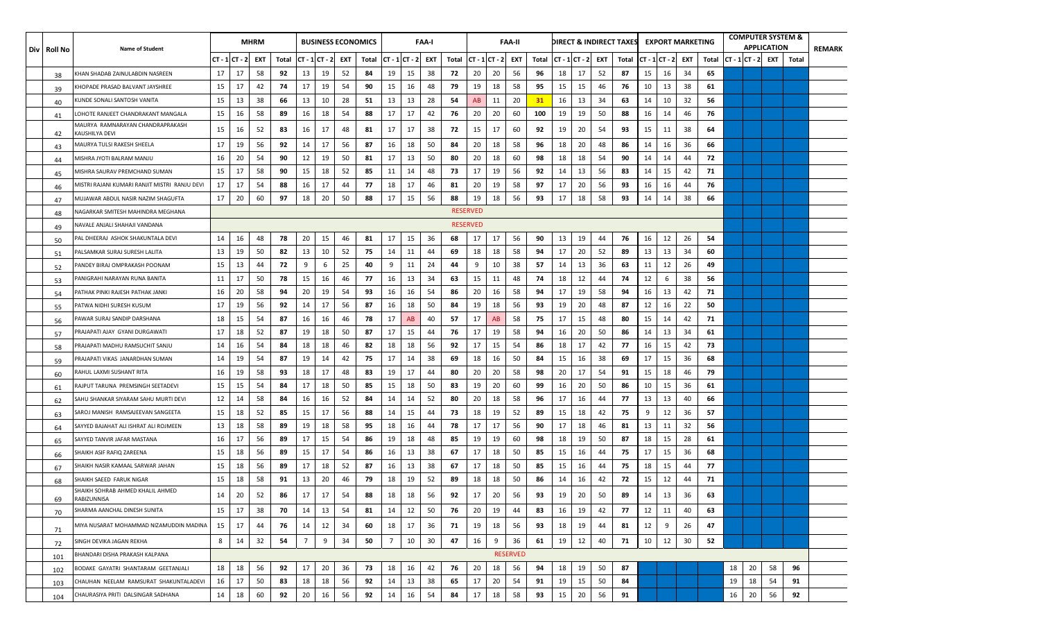| Div | Roll No | Name of Student | MHRM | | | | BUSINESS ECONOMICS | | | | FAA-I | | | | FAA-II | | | | DIRECT & INDIRECT TAXES | | | | EXPORT MARKETING | | | | COMPUTER SYSTEM & APPLICATION | | | | REMARK |
|---|---|---|---|---|---|---|---|---|---|---|---|---|---|---|---|---|---|---|---|---|---|---|---|---|---|---|---|---|---|---|---|
| | | | CT - 1 | CT - 2 | EXT | Total | CT - 1 | CT - 2 | EXT | Total | CT - 1 | CT - 2 | EXT | Total | CT - 1 | CT - 2 | EXT | Total | CT - 1 | CT - 2 | EXT | Total | CT - 1 | CT - 2 | EXT | Total | CT - 1 | CT - 2 | EXT | Total | |
| | 38 | KHAN SHADAB ZAINULABDIN NASREEN | 17 | 17 | 58 | 92 | 13 | 19 | 52 | 84 | 19 | 15 | 38 | 72 | 20 | 20 | 56 | 96 | 18 | 17 | 52 | 87 | 15 | 16 | 34 | 65 | | | | | |
| | 39 | KHOPADE PRASAD BALVANT JAYSHREE | 15 | 17 | 42 | 74 | 17 | 19 | 54 | 90 | 15 | 16 | 48 | 79 | 19 | 18 | 58 | 95 | 15 | 15 | 46 | 76 | 10 | 13 | 38 | 61 | | | | | |
| | 40 | KUNDE SONALI SANTOSH VANITA | 15 | 13 | 38 | 66 | 13 | 10 | 28 | 51 | 13 | 13 | 28 | 54 | AB | 11 | 20 | 31 | 16 | 13 | 34 | 63 | 14 | 10 | 32 | 56 | | | | | |
| | 41 | LOHOTE RANJEET CHANDRAKANT MANGALA | 15 | 16 | 58 | 89 | 16 | 18 | 54 | 88 | 17 | 17 | 42 | 76 | 20 | 20 | 60 | 100 | 19 | 19 | 50 | 88 | 16 | 14 | 46 | 76 | | | | | |
| | 42 | MAURYA RAMNARAYAN CHANDRAPRAKASH KAUSHILYA DEVI | 15 | 16 | 52 | 83 | 16 | 17 | 48 | 81 | 17 | 17 | 38 | 72 | 15 | 17 | 60 | 92 | 19 | 20 | 54 | 93 | 15 | 11 | 38 | 64 | | | | | |
| | 43 | MAURYA TULSI RAKESH SHEELA | 17 | 19 | 56 | 92 | 14 | 17 | 56 | 87 | 16 | 18 | 50 | 84 | 20 | 18 | 58 | 96 | 18 | 20 | 48 | 86 | 14 | 16 | 36 | 66 | | | | | |
| | 44 | MISHRA JYOTI BALRAM MANJU | 16 | 20 | 54 | 90 | 12 | 19 | 50 | 81 | 17 | 13 | 50 | 80 | 20 | 18 | 60 | 98 | 18 | 18 | 54 | 90 | 14 | 14 | 44 | 72 | | | | | |
| | 45 | MISHRA SAURAV PREMCHAND SUMAN | 15 | 17 | 58 | 90 | 15 | 18 | 52 | 85 | 11 | 14 | 48 | 73 | 17 | 19 | 56 | 92 | 14 | 13 | 56 | 83 | 14 | 15 | 42 | 71 | | | | | |
| | 46 | MISTRI RAJANI KUMARI RANJIT MISTRI RANJU DEVI | 17 | 17 | 54 | 88 | 16 | 17 | 44 | 77 | 18 | 17 | 46 | 81 | 20 | 19 | 58 | 97 | 17 | 20 | 56 | 93 | 16 | 16 | 44 | 76 | | | | | |
| | 47 | MUJAWAR ABDUL NASIR NAZIM SHAGUFTA | 17 | 20 | 60 | 97 | 18 | 20 | 50 | 88 | 17 | 15 | 56 | 88 | 19 | 18 | 56 | 93 | 17 | 18 | 58 | 93 | 14 | 14 | 38 | 66 | | | | | |
| | 48 | NAGARKAR SMITESH MAHINDRA MEGHANA | RESERVED | | | | | | | | | | | | | | | | | | | | | | | | | | | | |
| | 49 | NAVALE ANJALI SHAHAJI VANDANA | RESERVED | | | | | | | | | | | | | | | | | | | | | | | | | | | | |
| | 50 | PAL DHEERAJ ASHOK SHAKUNTALA DEVI | 14 | 16 | 48 | 78 | 20 | 15 | 46 | 81 | 17 | 15 | 36 | 68 | 17 | 17 | 56 | 90 | 13 | 19 | 44 | 76 | 16 | 12 | 26 | 54 | | | | | |
| | 51 | PALSAMKAR SURAJ SURESH LALITA | 13 | 19 | 50 | 82 | 13 | 10 | 52 | 75 | 14 | 11 | 44 | 69 | 18 | 18 | 58 | 94 | 17 | 20 | 52 | 89 | 13 | 13 | 34 | 60 | | | | | |
| | 52 | PANDEY BIRAJ OMPRAKASH POONAM | 15 | 13 | 44 | 72 | 9 | 6 | 25 | 40 | 9 | 11 | 24 | 44 | 9 | 10 | 38 | 57 | 14 | 13 | 36 | 63 | 11 | 12 | 26 | 49 | | | | | |
| | 53 | PANIGRAHI NARAYAN RUNA BANITA | 11 | 17 | 50 | 78 | 15 | 16 | 46 | 77 | 16 | 13 | 34 | 63 | 15 | 11 | 48 | 74 | 18 | 12 | 44 | 74 | 12 | 6 | 38 | 56 | | | | | |
| | 54 | PATHAK PINKI RAJESH PATHAK JANKI | 16 | 20 | 58 | 94 | 20 | 19 | 54 | 93 | 16 | 16 | 54 | 86 | 20 | 16 | 58 | 94 | 17 | 19 | 58 | 94 | 16 | 13 | 42 | 71 | | | | | |
| | 55 | PATWA NIDHI SURESH KUSUM | 17 | 19 | 56 | 92 | 14 | 17 | 56 | 87 | 16 | 18 | 50 | 84 | 19 | 18 | 56 | 93 | 19 | 20 | 48 | 87 | 12 | 16 | 22 | 50 | | | | | |
| | 56 | PAWAR SURAJ SANDIP DARSHANA | 18 | 15 | 54 | 87 | 16 | 16 | 46 | 78 | 17 | AB | 40 | 57 | 17 | AB | 58 | 75 | 17 | 15 | 48 | 80 | 15 | 14 | 42 | 71 | | | | | |
| | 57 | PRAJAPATI AJAY GYANI DURGAWATI | 17 | 18 | 52 | 87 | 19 | 18 | 50 | 87 | 17 | 15 | 44 | 76 | 17 | 19 | 58 | 94 | 16 | 20 | 50 | 86 | 14 | 13 | 34 | 61 | | | | | |
| | 58 | PRAJAPATI MADHU RAMSUCHIT SANJU | 14 | 16 | 54 | 84 | 18 | 18 | 46 | 82 | 18 | 18 | 56 | 92 | 17 | 15 | 54 | 86 | 18 | 17 | 42 | 77 | 16 | 15 | 42 | 73 | | | | | |
| | 59 | PRAJAPATI VIKAS JANARDHAN SUMAN | 14 | 19 | 54 | 87 | 19 | 14 | 42 | 75 | 17 | 14 | 38 | 69 | 18 | 16 | 50 | 84 | 15 | 16 | 38 | 69 | 17 | 15 | 36 | 68 | | | | | |
| | 60 | RAHUL LAXMI SUSHANT RITA | 16 | 19 | 58 | 93 | 18 | 17 | 48 | 83 | 19 | 17 | 44 | 80 | 20 | 20 | 58 | 98 | 20 | 17 | 54 | 91 | 15 | 18 | 46 | 79 | | | | | |
| | 61 | RAJPUT TARUNA PREMSINGH SEETADEVI | 15 | 15 | 54 | 84 | 17 | 18 | 50 | 85 | 15 | 18 | 50 | 83 | 19 | 20 | 60 | 99 | 16 | 20 | 50 | 86 | 10 | 15 | 36 | 61 | | | | | |
| | 62 | SAHU SHANKAR SIYARAM SAHU MURTI DEVI | 12 | 14 | 58 | 84 | 16 | 16 | 52 | 84 | 14 | 14 | 52 | 80 | 20 | 18 | 58 | 96 | 17 | 16 | 44 | 77 | 13 | 13 | 40 | 66 | | | | | |
| | 63 | SAROJ MANISH RAMSAJEEVAN SANGEETA | 15 | 18 | 52 | 85 | 15 | 17 | 56 | 88 | 14 | 15 | 44 | 73 | 18 | 19 | 52 | 89 | 15 | 18 | 42 | 75 | 9 | 12 | 36 | 57 | | | | | |
| | 64 | SAYYED BAJAHAT ALI ISHRAT ALI ROJMEEN | 13 | 18 | 58 | 89 | 19 | 18 | 58 | 95 | 18 | 16 | 44 | 78 | 17 | 17 | 56 | 90 | 17 | 18 | 46 | 81 | 13 | 11 | 32 | 56 | | | | | |
| | 65 | SAYYED TANVIR JAFAR MASTANA | 16 | 17 | 56 | 89 | 17 | 15 | 54 | 86 | 19 | 18 | 48 | 85 | 19 | 19 | 60 | 98 | 18 | 19 | 50 | 87 | 18 | 15 | 28 | 61 | | | | | |
| | 66 | SHAIKH ASIF RAFIQ ZAREENA | 15 | 18 | 56 | 89 | 15 | 17 | 54 | 86 | 16 | 13 | 38 | 67 | 17 | 18 | 50 | 85 | 15 | 16 | 44 | 75 | 17 | 15 | 36 | 68 | | | | | |
| | 67 | SHAIKH NASIR KAMAAL SARWAR JAHAN | 15 | 18 | 56 | 89 | 17 | 18 | 52 | 87 | 16 | 13 | 38 | 67 | 17 | 18 | 50 | 85 | 15 | 16 | 44 | 75 | 18 | 15 | 44 | 77 | | | | | |
| | 68 | SHAIKH SAEED FARUK NIGAR | 15 | 18 | 58 | 91 | 13 | 20 | 46 | 79 | 18 | 19 | 52 | 89 | 18 | 18 | 50 | 86 | 14 | 16 | 42 | 72 | 15 | 12 | 44 | 71 | | | | | |
| | 69 | SHAIKH SOHRAB AHMED KHALIL AHMED RABIZUNNISA | 14 | 20 | 52 | 86 | 17 | 17 | 54 | 88 | 18 | 18 | 56 | 92 | 17 | 20 | 56 | 93 | 19 | 20 | 50 | 89 | 14 | 13 | 36 | 63 | | | | | |
| | 70 | SHARMA AANCHAL DINESH SUNITA | 15 | 17 | 38 | 70 | 14 | 13 | 54 | 81 | 14 | 12 | 50 | 76 | 20 | 19 | 44 | 83 | 16 | 19 | 42 | 77 | 12 | 11 | 40 | 63 | | | | | |
| | 71 | MIYA NUSARAT MOHAMMAD NIZAMUDDIN MADINA | 15 | 17 | 44 | 76 | 14 | 12 | 34 | 60 | 18 | 17 | 36 | 71 | 19 | 18 | 56 | 93 | 18 | 19 | 44 | 81 | 12 | 9 | 26 | 47 | | | | | |
| | 72 | SINGH DEVIKA JAGAN REKHA | 8 | 14 | 32 | 54 | 7 | 9 | 34 | 50 | 7 | 10 | 30 | 47 | 16 | 9 | 36 | 61 | 19 | 12 | 40 | 71 | 10 | 12 | 30 | 52 | | | | | |
| | 101 | BHANDARI DISHA PRAKASH KALPANA | RESERVED | | | | | | | | | | | | | | | | | | | | | | | | | | | | |
| | 102 | BODAKE GAYATRI SHANTARAM GEETANJALI | 18 | 18 | 56 | 92 | 17 | 20 | 36 | 73 | 18 | 16 | 42 | 76 | 20 | 18 | 56 | 94 | 18 | 19 | 50 | 87 | | | | | 18 | 20 | 58 | 96 | |
| | 103 | CHAUHAN NEELAM RAMSURAT SHAKUNTALADEVI | 16 | 17 | 50 | 83 | 18 | 18 | 56 | 92 | 14 | 13 | 38 | 65 | 17 | 20 | 54 | 91 | 19 | 15 | 50 | 84 | | | | | 19 | 18 | 54 | 91 | |
| | 104 | CHAURASIYA PRITI DALSINGAR SADHANA | 14 | 18 | 60 | 92 | 20 | 16 | 56 | 92 | 14 | 16 | 54 | 84 | 17 | 18 | 58 | 93 | 15 | 20 | 56 | 91 | | | | | 16 | 20 | 56 | 92 | |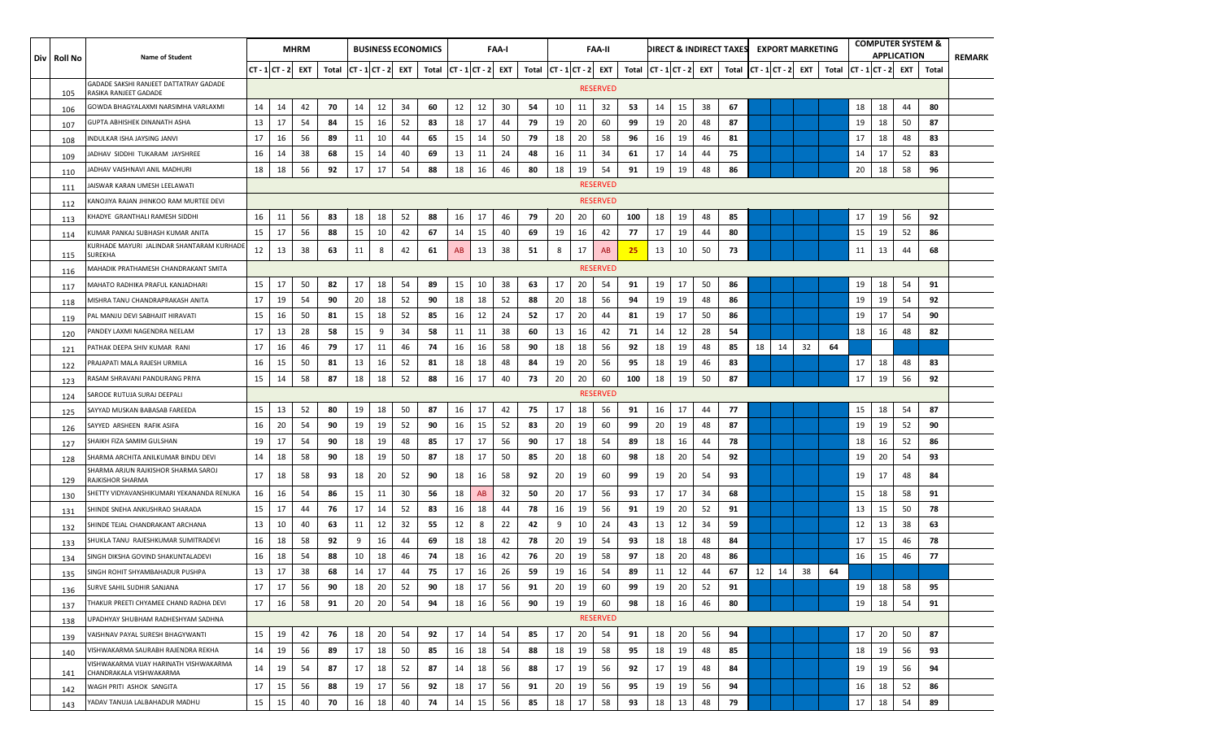| Div | Roll No | Name of Student | MHRM | | | | BUSINESS ECONOMICS | | | | FAA-I | | | | FAA-II | | | | DIRECT & INDIRECT TAXES | | | | EXPORT MARKETING | | | | COMPUTER SYSTEM & APPLICATION | | | | REMARK |
|---|---|---|---|---|---|---|---|---|---|---|---|---|---|---|---|---|---|---|---|---|---|---|---|---|---|---|---|---|---|---|---|
| | | | CT - 1 | CT - 2 | EXT | Total | CT - 1 | CT - 2 | EXT | Total | CT - 1 | CT - 2 | EXT | Total | CT - 1 | CT - 2 | EXT | Total | CT - 1 | CT - 2 | EXT | Total | CT - 1 | CT - 2 | EXT | Total | CT - 1 | CT - 2 | EXT | Total | |
| | 105 | GADADE SAKSHI RANJEET DATTATRAY GADADE RASIKA RANJEET GADADE | | | | | | | | | | | | | | | RESERVED | | | | | | | | | | | | | | |
| | 106 | GOWDA BHAGYALAXMI NARSIMHA VARLAXMI | 14 | 14 | 42 | 70 | 14 | 12 | 34 | 60 | 12 | 12 | 30 | 54 | 10 | 11 | 32 | 53 | 14 | 15 | 38 | 67 | | | | | 18 | 18 | 44 | 80 | |
| | 107 | GUPTA ABHISHEK DINANATH ASHA | 13 | 17 | 54 | 84 | 15 | 16 | 52 | 83 | 18 | 17 | 44 | 79 | 19 | 20 | 60 | 99 | 19 | 20 | 48 | 87 | | | | | 19 | 18 | 50 | 87 | |
| | 108 | INDULKAR ISHA JAYSING JANVI | 17 | 16 | 56 | 89 | 11 | 10 | 44 | 65 | 15 | 14 | 50 | 79 | 18 | 20 | 58 | 96 | 16 | 19 | 46 | 81 | | | | | 17 | 18 | 48 | 83 | |
| | 109 | JADHAV SIDDHI TUKARAM JAYSHREE | 16 | 14 | 38 | 68 | 15 | 14 | 40 | 69 | 13 | 11 | 24 | 48 | 16 | 11 | 34 | 61 | 17 | 14 | 44 | 75 | | | | | 14 | 17 | 52 | 83 | |
| | 110 | JADHAV VAISHNAVI ANIL MADHURI | 18 | 18 | 56 | 92 | 17 | 17 | 54 | 88 | 18 | 16 | 46 | 80 | 18 | 19 | 54 | 91 | 19 | 19 | 48 | 86 | | | | | 20 | 18 | 58 | 96 | |
| | 111 | JAISWAR KARAN UMESH LEELAWATI | | | | | | | | | | | | | | | RESERVED | | | | | | | | | | | | | | |
| | 112 | KANOJIYA RAJAN JHINKOO RAM MURTEE DEVI | | | | | | | | | | | | | | | RESERVED | | | | | | | | | | | | | | |
| | 113 | KHADYE GRANTHALI RAMESH SIDDHI | 16 | 11 | 56 | 83 | 18 | 18 | 52 | 88 | 16 | 17 | 46 | 79 | 20 | 20 | 60 | 100 | 18 | 19 | 48 | 85 | | | | | 17 | 19 | 56 | 92 | |
| | 114 | KUMAR PANKAJ SUBHASH KUMAR ANITA | 15 | 17 | 56 | 88 | 15 | 10 | 42 | 67 | 14 | 15 | 40 | 69 | 19 | 16 | 42 | 77 | 17 | 19 | 44 | 80 | | | | | 15 | 19 | 52 | 86 | |
| | 115 | KURHADE MAYURI JALINDAR SHANTARAM KURHADE SUREKHA | 12 | 13 | 38 | 63 | 11 | 8 | 42 | 61 | AB | 13 | 38 | 51 | 8 | 17 | AB | 25 | 13 | 10 | 50 | 73 | | | | | 11 | 13 | 44 | 68 | |
| | 116 | MAHADIK PRATHAMESH CHANDRAKANT SMITA | | | | | | | | | | | | | | | RESERVED | | | | | | | | | | | | | | |
| | 117 | MAHATO RADHIKA PRAFUL KANJADHARI | 15 | 17 | 50 | 82 | 17 | 18 | 54 | 89 | 15 | 10 | 38 | 63 | 17 | 20 | 54 | 91 | 19 | 17 | 50 | 86 | | | | | 19 | 18 | 54 | 91 | |
| | 118 | MISHRA TANU CHANDRAPRAKASH ANITA | 17 | 19 | 54 | 90 | 20 | 18 | 52 | 90 | 18 | 18 | 52 | 88 | 20 | 18 | 56 | 94 | 19 | 19 | 48 | 86 | | | | | 19 | 19 | 54 | 92 | |
| | 119 | PAL MANJU DEVI SABHAJIT HIRAVATI | 15 | 16 | 50 | 81 | 15 | 18 | 52 | 85 | 16 | 12 | 24 | 52 | 17 | 20 | 44 | 81 | 19 | 17 | 50 | 86 | | | | | 19 | 17 | 54 | 90 | |
| | 120 | PANDEY LAXMI NAGENDRA NEELAM | 17 | 13 | 28 | 58 | 15 | 9 | 34 | 58 | 11 | 11 | 38 | 60 | 13 | 16 | 42 | 71 | 14 | 12 | 28 | 54 | | | | | 18 | 16 | 48 | 82 | |
| | 121 | PATHAK DEEPA SHIV KUMAR RANI | 17 | 16 | 46 | 79 | 17 | 11 | 46 | 74 | 16 | 16 | 58 | 90 | 18 | 18 | 56 | 92 | 18 | 19 | 48 | 85 | 18 | 14 | 32 | 64 | | | | | |
| | 122 | PRAJAPATI MALA RAJESH URMILA | 16 | 15 | 50 | 81 | 13 | 16 | 52 | 81 | 18 | 18 | 48 | 84 | 19 | 20 | 56 | 95 | 18 | 19 | 46 | 83 | | | | | 17 | 18 | 48 | 83 | |
| | 123 | RASAM SHRAVANI PANDURANG PRIYA | 15 | 14 | 58 | 87 | 18 | 18 | 52 | 88 | 16 | 17 | 40 | 73 | 20 | 20 | 60 | 100 | 18 | 19 | 50 | 87 | | | | | 17 | 19 | 56 | 92 | |
| | 124 | SARODE RUTUJA SURAJ DEEPALI | | | | | | | | | | | | | | | RESERVED | | | | | | | | | | | | | | |
| | 125 | SAYYAD MUSKAN BABASAB FAREEDA | 15 | 13 | 52 | 80 | 19 | 18 | 50 | 87 | 16 | 17 | 42 | 75 | 17 | 18 | 56 | 91 | 16 | 17 | 44 | 77 | | | | | 15 | 18 | 54 | 87 | |
| | 126 | SAYYED ARSHEEN RAFIK ASIFA | 16 | 20 | 54 | 90 | 19 | 19 | 52 | 90 | 16 | 15 | 52 | 83 | 20 | 19 | 60 | 99 | 20 | 19 | 48 | 87 | | | | | 19 | 19 | 52 | 90 | |
| | 127 | SHAIKH FIZA SAMIM GULSHAN | 19 | 17 | 54 | 90 | 18 | 19 | 48 | 85 | 17 | 17 | 56 | 90 | 17 | 18 | 54 | 89 | 18 | 16 | 44 | 78 | | | | | 18 | 16 | 52 | 86 | |
| | 128 | SHARMA ARCHITA ANILKUMAR BINDU DEVI | 14 | 18 | 58 | 90 | 18 | 19 | 50 | 87 | 18 | 17 | 50 | 85 | 20 | 18 | 60 | 98 | 18 | 20 | 54 | 92 | | | | | 19 | 20 | 54 | 93 | |
| | 129 | SHARMA ARJUN RAJKISHOR SHARMA SAROJ RAJKISHOR SHARMA | 17 | 18 | 58 | 93 | 18 | 20 | 52 | 90 | 18 | 16 | 58 | 92 | 20 | 19 | 60 | 99 | 19 | 20 | 54 | 93 | | | | | 19 | 17 | 48 | 84 | |
| | 130 | SHETTY VIDYAVANSHIKUMARI YEKANANDA RENUKA | 16 | 16 | 54 | 86 | 15 | 11 | 30 | 56 | 18 | AB | 32 | 50 | 20 | 17 | 56 | 93 | 17 | 17 | 34 | 68 | | | | | 15 | 18 | 58 | 91 | |
| | 131 | SHINDE SNEHA ANKUSHRAO SHARADA | 15 | 17 | 44 | 76 | 17 | 14 | 52 | 83 | 16 | 18 | 44 | 78 | 16 | 19 | 56 | 91 | 19 | 20 | 52 | 91 | | | | | 13 | 15 | 50 | 78 | |
| | 132 | SHINDE TEJAL CHANDRAKANT ARCHANA | 13 | 10 | 40 | 63 | 11 | 12 | 32 | 55 | 12 | 8 | 22 | 42 | 9 | 10 | 24 | 43 | 13 | 12 | 34 | 59 | | | | | 12 | 13 | 38 | 63 | |
| | 133 | SHUKLA TANU RAJESHKUMAR SUMITRADEVI | 16 | 18 | 58 | 92 | 9 | 16 | 44 | 69 | 18 | 18 | 42 | 78 | 20 | 19 | 54 | 93 | 18 | 18 | 48 | 84 | | | | | 17 | 15 | 46 | 78 | |
| | 134 | SINGH DIKSHA GOVIND SHAKUNTALADEVI | 16 | 18 | 54 | 88 | 10 | 18 | 46 | 74 | 18 | 16 | 42 | 76 | 20 | 19 | 58 | 97 | 18 | 20 | 48 | 86 | | | | | 16 | 15 | 46 | 77 | |
| | 135 | SINGH ROHIT SHYAMBAHADUR PUSHPA | 13 | 17 | 38 | 68 | 14 | 17 | 44 | 75 | 17 | 16 | 26 | 59 | 19 | 16 | 54 | 89 | 11 | 12 | 44 | 67 | 12 | 14 | 38 | 64 | | | | | |
| | 136 | SURVE SAHIL SUDHIR SANJANA | 17 | 17 | 56 | 90 | 18 | 20 | 52 | 90 | 18 | 17 | 56 | 91 | 20 | 19 | 60 | 99 | 19 | 20 | 52 | 91 | | | | | 19 | 18 | 58 | 95 | |
| | 137 | THAKUR PREETI CHYAMEE CHAND RADHA DEVI | 17 | 16 | 58 | 91 | 20 | 20 | 54 | 94 | 18 | 16 | 56 | 90 | 19 | 19 | 60 | 98 | 18 | 16 | 46 | 80 | | | | | 19 | 18 | 54 | 91 | |
| | 138 | UPADHYAY SHUBHAM RADHESHYAM SADHNA | | | | | | | | | | | | | | | RESERVED | | | | | | | | | | | | | | |
| | 139 | VAISHNAV PAYAL SURESH BHAGYWANTI | 15 | 19 | 42 | 76 | 18 | 20 | 54 | 92 | 17 | 14 | 54 | 85 | 17 | 20 | 54 | 91 | 18 | 20 | 56 | 94 | | | | | 17 | 20 | 50 | 87 | |
| | 140 | VISHWAKARMA SAURABH RAJENDRA REKHA | 14 | 19 | 56 | 89 | 17 | 18 | 50 | 85 | 16 | 18 | 54 | 88 | 18 | 19 | 58 | 95 | 18 | 19 | 48 | 85 | | | | | 18 | 19 | 56 | 93 | |
| | 141 | VISHWAKARMA VIJAY HARINATH VISHWAKARMA CHANDRAKALA VISHWAKARMA | 14 | 19 | 54 | 87 | 17 | 18 | 52 | 87 | 14 | 18 | 56 | 88 | 17 | 19 | 56 | 92 | 17 | 19 | 48 | 84 | | | | | 19 | 19 | 56 | 94 | |
| | 142 | WAGH PRITI ASHOK SANGITA | 17 | 15 | 56 | 88 | 19 | 17 | 56 | 92 | 18 | 17 | 56 | 91 | 20 | 19 | 56 | 95 | 19 | 19 | 56 | 94 | | | | | 16 | 18 | 52 | 86 | |
| | 143 | YADAV TANUJA LALBAHADUR MADHU | 15 | 15 | 40 | 70 | 16 | 18 | 40 | 74 | 14 | 15 | 56 | 85 | 18 | 17 | 58 | 93 | 18 | 13 | 48 | 79 | | | | | 17 | 18 | 54 | 89 | |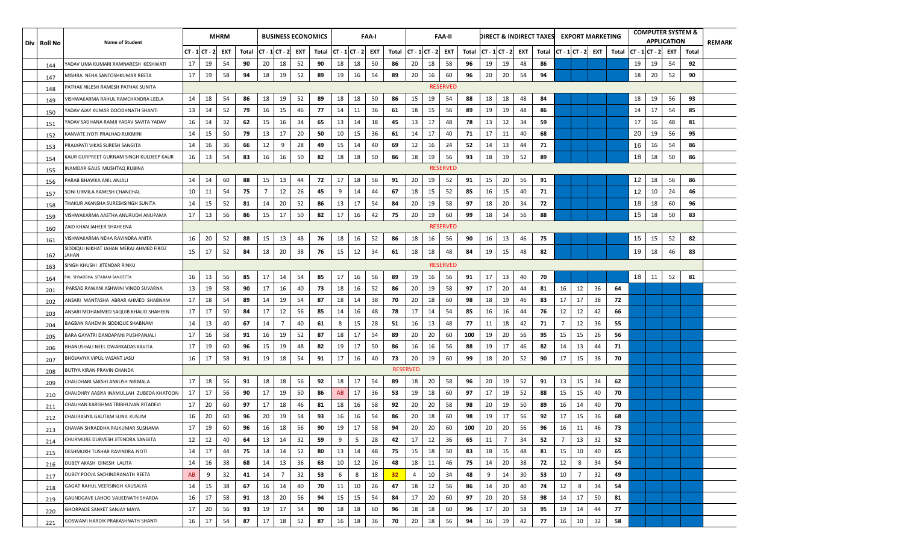| Div | Roll No | Name of Student | MHRM | | | | BUSINESS ECONOMICS | | | | FAA-I | | | | FAA-II | | | | DIRECT & INDIRECT TAXES | | | | EXPORT MARKETING | | | | COMPUTER SYSTEM & APPLICATION | | | | REMARK |
|---|---|---|---|---|---|---|---|---|---|---|---|---|---|---|---|---|---|---|---|---|---|---|---|---|---|---|---|---|---|---|---|
| | | | CT - 1 | CT - 2 | EXT | Total | CT - 1 | CT - 2 | EXT | Total | CT - 1 | CT - 2 | EXT | Total | CT - 1 | CT - 2 | EXT | Total | CT - 1 | CT - 2 | EXT | Total | CT - 1 | CT - 2 | EXT | Total | CT - 1 | CT - 2 | EXT | Total | |
| | 144 | YADAV UMA KUMARI RAMNARESH KESHWATI | 17 | 19 | 54 | **90** | 20 | 18 | 52 | **90** | 18 | 18 | 50 | **86** | 20 | 18 | 58 | **96** | 19 | 19 | 48 | **86** | | | | | 19 | 19 | 54 | **92** | |
| | 147 | MISHRA NEHA SANTOSHKUMAR REETA | 17 | 19 | 58 | **94** | 18 | 19 | 52 | **89** | 19 | 16 | 54 | **89** | 20 | 16 | 60 | **96** | 20 | 20 | 54 | **94** | | | | | 18 | 20 | 52 | **90** | |
| | 148 | PATHAK NILESH RAMESH PATHAK SUNITA | | | | | | | | | | | | | | | RESERVED | | | | | | | | | | | | | | |
| | 149 | VISHWAKARMA RAHUL RAMCHANDRA LEELA | 14 | 18 | 54 | **86** | 18 | 19 | 52 | **89** | 18 | 18 | 50 | **86** | 15 | 19 | 54 | **88** | 18 | 18 | 48 | **84** | | | | | 18 | 19 | 56 | **93** | |
| | 150 | YADAV AJAY KUMAR DOODHNATH SHANTI | 13 | 14 | 52 | **79** | 16 | 15 | 46 | **77** | 14 | 11 | 36 | **61** | 18 | 15 | 56 | **89** | 19 | 19 | 48 | **86** | | | | | 14 | 17 | 54 | **85** | |
| | 151 | YADAV SADHANA RAMJI YADAV SAVITA YADAV | 16 | 14 | 32 | **62** | 15 | 16 | 34 | **65** | 13 | 14 | 18 | **45** | 13 | 17 | 48 | **78** | 13 | 12 | 34 | **59** | | | | | 17 | 16 | 48 | **81** | |
| | 152 | KANVATE JYOTI PRALHAD RUKMINI | 14 | 15 | 50 | **79** | 13 | 17 | 20 | **50** | 10 | 15 | 36 | **61** | 14 | 17 | 40 | **71** | 17 | 11 | 40 | **68** | | | | | 20 | 19 | 56 | **95** | |
| | 153 | PRAJAPATI VIKAS SURESH SANGITA | 14 | 16 | 36 | **66** | 12 | 9 | 28 | **49** | 15 | 14 | 40 | **69** | 12 | 16 | 24 | **52** | 14 | 13 | 44 | **71** | | | | | 16 | 16 | 54 | **86** | |
| | 154 | KAUR GURPREET GURNAM SINGH KULDEEP KAUR | 16 | 13 | 54 | **83** | 16 | 16 | 50 | **82** | 18 | 18 | 50 | **86** | 18 | 19 | 56 | **93** | 18 | 19 | 52 | **89** | | | | | 18 | 18 | 50 | **86** | |
| | 155 | INAMDAR GAUS MUSHTAQ RUBINA | | | | | | | | | | | | | | | RESERVED | | | | | | | | | | | | | | |
| | 156 | PARAB BHAVIKA ANIL ANJALI | 14 | 14 | 60 | **88** | 15 | 13 | 44 | **72** | 17 | 18 | 56 | **91** | 20 | 19 | 52 | **91** | 15 | 20 | 56 | **91** | | | | | 12 | 18 | 56 | **86** | |
| | 157 | SONI URMILA RAMESH CHANCHAL | 10 | 11 | 54 | **75** | 7 | 12 | 26 | **45** | 9 | 14 | 44 | **67** | 18 | 15 | 52 | **85** | 16 | 15 | 40 | **71** | | | | | 12 | 10 | 24 | **46** | |
| | 158 | THAKUR AKANSHA SURESHSINGH SUNITA | 14 | 15 | 52 | **81** | 14 | 20 | 52 | **86** | 13 | 17 | 54 | **84** | 20 | 19 | 58 | **97** | 18 | 20 | 34 | **72** | | | | | 18 | 18 | 60 | **96** | |
| | 159 | VISHWAKARMA AASTHA ANURUDH ANUPAMA | 17 | 13 | 56 | **86** | 15 | 17 | 50 | **82** | 17 | 16 | 42 | **75** | 20 | 19 | 60 | **99** | 18 | 14 | 56 | **88** | | | | | 15 | 18 | 50 | **83** | |
| | 160 | ZAID KHAN JAHEER SHAHEENA | | | | | | | | | | | | | | | RESERVED | | | | | | | | | | | | | | |
| | 161 | VISHWAKARMA NEHA RAVINDRA ANITA | 16 | 20 | 52 | **88** | 15 | 13 | 48 | **76** | 18 | 16 | 52 | **86** | 18 | 16 | 56 | **90** | 16 | 13 | 46 | **75** | | | | | 15 | 15 | 52 | **82** | |
| | 162 | SIDDIQUI NIKHAT JAHAN MERAJ AHMED FIROZ JAHAN | 15 | 17 | 52 | **84** | 18 | 20 | 38 | **76** | 15 | 12 | 34 | **61** | 18 | 18 | 48 | **84** | 19 | 15 | 48 | **82** | | | | | 19 | 18 | 46 | **83** | |
| | 163 | SINGH KHUSHI JITENDAR RINKU | | | | | | | | | | | | | | | RESERVED | | | | | | | | | | | | | | |
| | 164 | PAL SHRADDHA SITARAM SANGEETA | 16 | 13 | 56 | **85** | 17 | 14 | 54 | **85** | 17 | 16 | 56 | **89** | 19 | 16 | 56 | **91** | 17 | 13 | 40 | **70** | | | | | 18 | 11 | 52 | **81** | |
| | 201 | PARSAD RAWANI ASHWINI VINOD SUVARNA | 13 | 19 | 58 | **90** | 17 | 16 | 40 | **73** | 18 | 16 | 52 | **86** | 20 | 19 | 58 | **97** | 17 | 20 | 44 | **81** | 16 | 12 | 36 | **64** | | | | | |
| | 202 | ANSARI MANTASHA ABRAR AHMED SHABNAM | 17 | 18 | 54 | **89** | 14 | 19 | 54 | **87** | 18 | 14 | 38 | **70** | 20 | 18 | 60 | **98** | 18 | 19 | 46 | **83** | 17 | 17 | 38 | **72** | | | | | |
| | 203 | ANSARI MOHAMMED SAQUIB KHALID SHAHEEN | 17 | 17 | 50 | **84** | 17 | 12 | 56 | **85** | 14 | 16 | 48 | **78** | 17 | 14 | 54 | **85** | 16 | 16 | 44 | **76** | 12 | 12 | 42 | **66** | | | | | |
| | 204 | BAGBAN RAHEMIN SIDDIQUE SHABNAM | 14 | 13 | 40 | **67** | 14 | 7 | 40 | **61** | 8 | 15 | 28 | **51** | 16 | 13 | 48 | **77** | 11 | 18 | 42 | **71** | 7 | 12 | 36 | **55** | | | | | |
| | 205 | BARA GAYATRI DANDAPANI PUSHPANJALI | 17 | 16 | 58 | **91** | 16 | 19 | 52 | **87** | 18 | 17 | 54 | **89** | 20 | 20 | 60 | **100** | 19 | 20 | 56 | **95** | 15 | 15 | 26 | **56** | | | | | |
| | 206 | BHANUSHALI NEEL DWARKADAS KAVITA | 17 | 19 | 60 | **96** | 15 | 19 | 48 | **82** | 19 | 17 | 50 | **86** | 16 | 16 | 56 | **88** | 19 | 17 | 46 | **82** | 14 | 13 | 44 | **71** | | | | | |
| | 207 | BHOJAVIYA VIPUL VASANT JASU | 16 | 17 | 58 | **91** | 19 | 18 | 54 | **91** | 17 | 16 | 40 | **73** | 20 | 19 | 60 | **99** | 18 | 20 | 52 | **90** | 17 | 15 | 38 | **70** | | | | | |
| | 208 | BUTIYA KIRAN PRAVIN CHANDA | | | | | | | | | | | | | RESERVED | | | | | | | | | | | | | | | | |
| | 209 | CHAUDHARI SAKSHI ANKUSH NIRMALA | 17 | 18 | 56 | **91** | 18 | 18 | 56 | **92** | 18 | 17 | 54 | **89** | 18 | 20 | 58 | **96** | 20 | 19 | 52 | **91** | 13 | 15 | 34 | **62** | | | | | |
| | 210 | CHAUDHRY AASIYA INAMULLAH ZUBEDA KHATOON | 17 | 17 | 56 | **90** | 17 | 19 | 50 | **86** | AB | 17 | 36 | **53** | 19 | 18 | 60 | **97** | 17 | 19 | 52 | **88** | 15 | 15 | 40 | **70** | | | | | |
| | 211 | CHAUHAN KARISHMA TRIBHUVAN RITADEVI | 17 | 20 | 60 | **97** | 17 | 18 | 46 | **81** | 18 | 16 | 58 | **92** | 20 | 20 | 58 | **98** | 20 | 19 | 50 | **89** | 16 | 14 | 40 | **70** | | | | | |
| | 212 | CHAURASIYA GAUTAM SUNIL KUSUM | 16 | 20 | 60 | **96** | 20 | 19 | 54 | **93** | 16 | 16 | 54 | **86** | 20 | 18 | 60 | **98** | 19 | 17 | 56 | **92** | 17 | 15 | 36 | **68** | | | | | |
| | 213 | CHAVAN SHRADDHA RAJKUMAR SUSHAMA | 17 | 19 | 60 | **96** | 16 | 18 | 56 | **90** | 19 | 17 | 58 | **94** | 20 | 20 | 60 | **100** | 20 | 20 | 56 | **96** | 16 | 11 | 46 | **73** | | | | | |
| | 214 | CHURMURE DURVESH JITENDRA SANGITA | 12 | 12 | 40 | **64** | 13 | 14 | 32 | **59** | 9 | 5 | 28 | **42** | 17 | 12 | 36 | **65** | 11 | 7 | 34 | **52** | 7 | 13 | 32 | **52** | | | | | |
| | 215 | DESHMUKH TUSHAR RAVINDRA JYOTI | 14 | 17 | 44 | **75** | 14 | 14 | 52 | **80** | 13 | 14 | 48 | **75** | 15 | 18 | 50 | **83** | 18 | 15 | 48 | **81** | 15 | 10 | 40 | **65** | | | | | |
| | 216 | DUBEY AKASH DINESH LALITA | 14 | 16 | 38 | **68** | 14 | 13 | 36 | **63** | 10 | 12 | 26 | **48** | 18 | 11 | 46 | **75** | 14 | 20 | 38 | **72** | 12 | 8 | 34 | **54** | | | | | |
| | 217 | DUBEY POOJA SACHINDRANATH REETA | AB | 9 | 32 | **41** | 14 | 7 | 32 | **53** | 6 | 8 | 18 | **32** | 4 | 10 | 34 | **48** | 9 | 14 | 30 | **53** | 10 | 7 | 32 | **49** | | | | | |
| | 218 | GAGAT RAHUL VEERSINGH KAUSALYA | 14 | 15 | 38 | **67** | 16 | 14 | 40 | **70** | 11 | 10 | 26 | **47** | 18 | 12 | 56 | **86** | 14 | 20 | 40 | **74** | 12 | 8 | 34 | **54** | | | | | |
| | 219 | GAUNDGAVE LAHOO VAIJEENATH SHARDA | 16 | 17 | 58 | **91** | 18 | 20 | 56 | **94** | 15 | 15 | 54 | **84** | 17 | 20 | 60 | **97** | 20 | 20 | 58 | **98** | 14 | 17 | 50 | **81** | | | | | |
| | 220 | GHORPADE SANKET SANJAY MAYA | 17 | 20 | 56 | **93** | 19 | 17 | 54 | **90** | 18 | 18 | 60 | **96** | 18 | 18 | 60 | **96** | 17 | 20 | 58 | **95** | 19 | 14 | 44 | **77** | | | | | |
| | 221 | GOSWAMI HARDIK PRAKASHNATH SHANTI | 16 | 17 | 54 | **87** | 17 | 18 | 52 | **87** | 16 | 18 | 36 | **70** | 20 | 18 | 56 | **94** | 16 | 19 | 42 | **77** | 16 | 10 | 32 | **58** | | | | | |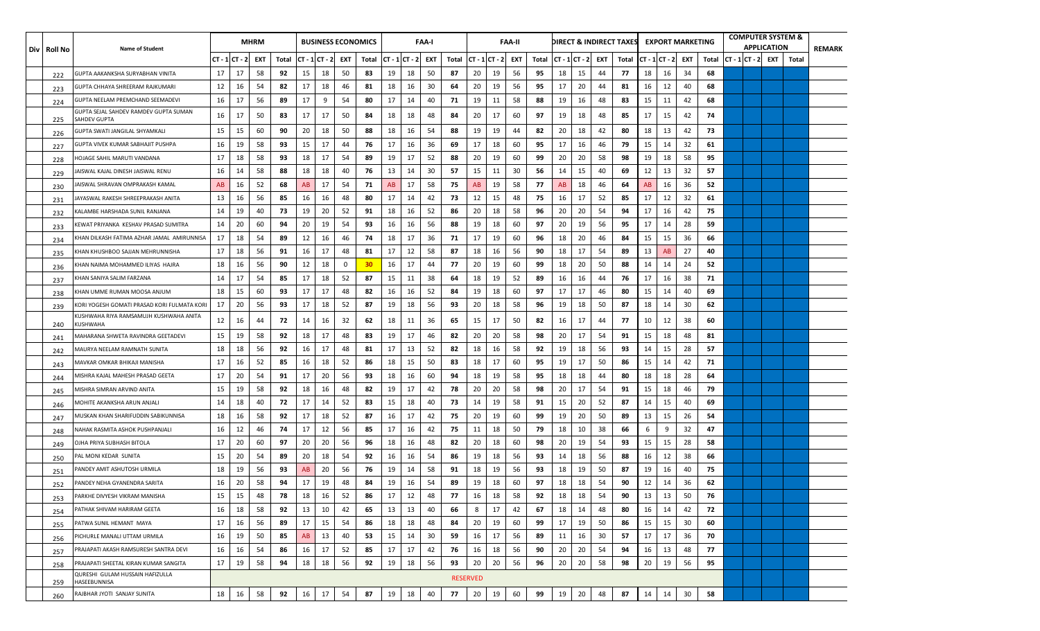| Div | Roll No | Name of Student | MHRM | | | | BUSINESS ECONOMICS | | | | FAA-I | | | | FAA-II | | | | DIRECT & INDIRECT TAXES | | | | EXPORT MARKETING | | | | COMPUTER SYSTEM & APPLICATION | | | | REMARK |
|---|---|---|---|---|---|---|---|---|---|---|---|---|---|---|---|---|---|---|---|---|---|---|---|---|---|---|---|---|---|---|---|
| | | | CT - 1 | CT - 2 | EXT | Total | CT - 1 | CT - 2 | EXT | Total | CT - 1 | CT - 2 | EXT | Total | CT - 1 | CT - 2 | EXT | Total | CT - 1 | CT - 2 | EXT | Total | CT - 1 | CT - 2 | EXT | Total | CT - 1 | CT - 2 | EXT | Total | |
| | 222 | GUPTA AAKANKSHA SURYABHAN VINITA | 17 | 17 | 58 | **92** | 15 | 18 | 50 | **83** | 19 | 18 | 50 | **87** | 20 | 19 | 56 | **95** | 18 | 15 | 44 | **77** | 18 | 16 | 34 | **68** | | | | | |
| | 223 | GUPTA CHHAYA SHREERAM RAJKUMARI | 12 | 16 | 54 | **82** | 17 | 18 | 46 | **81** | 18 | 16 | 30 | **64** | 20 | 19 | 56 | **95** | 17 | 20 | 44 | **81** | 16 | 12 | 40 | **68** | | | | | |
| | 224 | GUPTA NEELAM PREMCHAND SEEMADEVI | 16 | 17 | 56 | **89** | 17 | 9 | 54 | **80** | 17 | 14 | 40 | **71** | 19 | 11 | 58 | **88** | 19 | 16 | 48 | **83** | 15 | 11 | 42 | **68** | | | | | |
| | 225 | GUPTA SEJAL SAHDEV RAMDEV GUPTA SUMAN SAHDEV GUPTA | 16 | 17 | 50 | **83** | 17 | 17 | 50 | **84** | 18 | 18 | 48 | **84** | 20 | 17 | 60 | **97** | 19 | 18 | 48 | **85** | 17 | 15 | 42 | **74** | | | | | |
| | 226 | GUPTA SWATI JANGILAL SHYAMKALI | 15 | 15 | 60 | **90** | 20 | 18 | 50 | **88** | 18 | 16 | 54 | **88** | 19 | 19 | 44 | **82** | 20 | 18 | 42 | **80** | 18 | 13 | 42 | **73** | | | | | |
| | 227 | GUPTA VIVEK KUMAR SABHAJIT PUSHPA | 16 | 19 | 58 | **93** | 15 | 17 | 44 | **76** | 17 | 16 | 36 | **69** | 17 | 18 | 60 | **95** | 17 | 16 | 46 | **79** | 15 | 14 | 32 | **61** | | | | | |
| | 228 | HOJAGE SAHIL MARUTI VANDANA | 17 | 18 | 58 | **93** | 18 | 17 | 54 | **89** | 19 | 17 | 52 | **88** | 20 | 19 | 60 | **99** | 20 | 20 | 58 | **98** | 19 | 18 | 58 | **95** | | | | | |
| | 229 | JAISWAL KAJAL DINESH JAISWAL RENU | 16 | 14 | 58 | **88** | 18 | 18 | 40 | **76** | 13 | 14 | 30 | **57** | 15 | 11 | 30 | **56** | 14 | 15 | 40 | **69** | 12 | 13 | 32 | **57** | | | | | |
| | 230 | JAISWAL SHRAVAN OMPRAKASH KAMAL | AB | 16 | 52 | **68** | AB | 17 | 54 | **71** | AB | 17 | 58 | **75** | AB | 19 | 58 | **77** | AB | 18 | 46 | **64** | AB | 16 | 36 | **52** | | | | | |
| | 231 | JAYASWAL RAKESH SHREEPRAKASH ANITA | 13 | 16 | 56 | **85** | 16 | 16 | 48 | **80** | 17 | 14 | 42 | **73** | 12 | 15 | 48 | **75** | 16 | 17 | 52 | **85** | 17 | 12 | 32 | **61** | | | | | |
| | 232 | KALAMBE HARSHADA SUNIL RANJANA | 14 | 19 | 40 | **73** | 19 | 20 | 52 | **91** | 18 | 16 | 52 | **86** | 20 | 18 | 58 | **96** | 20 | 20 | 54 | **94** | 17 | 16 | 42 | **75** | | | | | |
| | 233 | KEWAT PRIYANKA KESHAV PRASAD SUMITRA | 14 | 20 | 60 | **94** | 20 | 19 | 54 | **93** | 16 | 16 | 56 | **88** | 19 | 18 | 60 | **97** | 20 | 19 | 56 | **95** | 17 | 14 | 28 | **59** | | | | | |
| | 234 | KHAN DILKASH FATIMA AZHAR JAMAL AMIRUNNISA | 17 | 18 | 54 | **89** | 12 | 16 | 46 | **74** | 18 | 17 | 36 | **71** | 17 | 19 | 60 | **96** | 18 | 20 | 46 | **84** | 15 | 15 | 36 | **66** | | | | | |
| | 235 | KHAN KHUSHBOO SAJJAN MEHRUNNISHA | 17 | 18 | 56 | **91** | 16 | 17 | 48 | **81** | 17 | 12 | 58 | **87** | 18 | 16 | 56 | **90** | 18 | 17 | 54 | **89** | 13 | AB | 27 | **40** | | | | | |
| | 236 | KHAN NAIMA MOHAMMED ILIYAS HAJRA | 18 | 16 | 56 | **90** | 12 | 18 | 0 | **30** | 16 | 17 | 44 | **77** | 20 | 19 | 60 | **99** | 18 | 20 | 50 | **88** | 14 | 14 | 24 | **52** | | | | | |
| | 237 | KHAN SANIYA SALIM FARZANA | 14 | 17 | 54 | **85** | 17 | 18 | 52 | **87** | 15 | 11 | 38 | **64** | 18 | 19 | 52 | **89** | 16 | 16 | 44 | **76** | 17 | 16 | 38 | **71** | | | | | |
| | 238 | KHAN UMME RUMAN MOOSA ANJUM | 18 | 15 | 60 | **93** | 17 | 17 | 48 | **82** | 16 | 16 | 52 | **84** | 19 | 18 | 60 | **97** | 17 | 17 | 46 | **80** | 15 | 14 | 40 | **69** | | | | | |
| | 239 | KORI YOGESH GOMATI PRASAD KORI FULMATA KORI | 17 | 20 | 56 | **93** | 17 | 18 | 52 | **87** | 19 | 18 | 56 | **93** | 20 | 18 | 58 | **96** | 19 | 18 | 50 | **87** | 18 | 14 | 30 | **62** | | | | | |
| | 240 | KUSHWAHA RIYA RAMSAMUJH KUSHWAHA ANITA KUSHWAHA | 12 | 16 | 44 | **72** | 14 | 16 | 32 | **62** | 18 | 11 | 36 | **65** | 15 | 17 | 50 | **82** | 16 | 17 | 44 | **77** | 10 | 12 | 38 | **60** | | | | | |
| | 241 | MAHARANA SHWETA RAVINDRA GEETADEVI | 15 | 19 | 58 | **92** | 18 | 17 | 48 | **83** | 19 | 17 | 46 | **82** | 20 | 20 | 58 | **98** | 20 | 17 | 54 | **91** | 15 | 18 | 48 | **81** | | | | | |
| | 242 | MAURYA NEELAM RAMNATH SUNITA | 18 | 18 | 56 | **92** | 16 | 17 | 48 | **81** | 17 | 13 | 52 | **82** | 18 | 16 | 58 | **92** | 19 | 18 | 56 | **93** | 14 | 15 | 28 | **57** | | | | | |
| | 243 | MAVKAR OMKAR BHIKAJI MANISHA | 17 | 16 | 52 | **85** | 16 | 18 | 52 | **86** | 18 | 15 | 50 | **83** | 18 | 17 | 60 | **95** | 19 | 17 | 50 | **86** | 15 | 14 | 42 | **71** | | | | | |
| | 244 | MISHRA KAJAL MAHESH PRASAD GEETA | 17 | 20 | 54 | **91** | 17 | 20 | 56 | **93** | 18 | 16 | 60 | **94** | 18 | 19 | 58 | **95** | 18 | 18 | 44 | **80** | 18 | 18 | 28 | **64** | | | | | |
| | 245 | MISHRA SIMRAN ARVIND ANITA | 15 | 19 | 58 | **92** | 18 | 16 | 48 | **82** | 19 | 17 | 42 | **78** | 20 | 20 | 58 | **98** | 20 | 17 | 54 | **91** | 15 | 18 | 46 | **79** | | | | | |
| | 246 | MOHITE AKANKSHA ARUN ANJALI | 14 | 18 | 40 | **72** | 17 | 14 | 52 | **83** | 15 | 18 | 40 | **73** | 14 | 19 | 58 | **91** | 15 | 20 | 52 | **87** | 14 | 15 | 40 | **69** | | | | | |
| | 247 | MUSKAN KHAN SHARIFUDDIN SABIKUNNISA | 18 | 16 | 58 | **92** | 17 | 18 | 52 | **87** | 16 | 17 | 42 | **75** | 20 | 19 | 60 | **99** | 19 | 20 | 50 | **89** | 13 | 15 | 26 | **54** | | | | | |
| | 248 | NAHAK RASMITA ASHOK PUSHPANJALI | 16 | 12 | 46 | **74** | 17 | 12 | 56 | **85** | 17 | 16 | 42 | **75** | 11 | 18 | 50 | **79** | 18 | 10 | 38 | **66** | 6 | 9 | 32 | **47** | | | | | |
| | 249 | OJHA PRIYA SUBHASH BITOLA | 17 | 20 | 60 | **97** | 20 | 20 | 56 | **96** | 18 | 16 | 48 | **82** | 20 | 18 | 60 | **98** | 20 | 19 | 54 | **93** | 15 | 15 | 28 | **58** | | | | | |
| | 250 | PAL MONI KEDAR SUNITA | 15 | 20 | 54 | **89** | 20 | 18 | 54 | **92** | 16 | 16 | 54 | **86** | 19 | 18 | 56 | **93** | 14 | 18 | 56 | **88** | 16 | 12 | 38 | **66** | | | | | |
| | 251 | PANDEY AMIT ASHUTOSH URMILA | 18 | 19 | 56 | **93** | AB | 20 | 56 | **76** | 19 | 14 | 58 | **91** | 18 | 19 | 56 | **93** | 18 | 19 | 50 | **87** | 19 | 16 | 40 | **75** | | | | | |
| | 252 | PANDEY NEHA GYANENDRA SARITA | 16 | 20 | 58 | **94** | 17 | 19 | 48 | **84** | 19 | 16 | 54 | **89** | 19 | 18 | 60 | **97** | 18 | 18 | 54 | **90** | 12 | 14 | 36 | **62** | | | | | |
| | 253 | PARKHE DIVYESH VIKRAM MANISHA | 15 | 15 | 48 | **78** | 18 | 16 | 52 | **86** | 17 | 12 | 48 | **77** | 16 | 18 | 58 | **92** | 18 | 18 | 54 | **90** | 13 | 13 | 50 | **76** | | | | | |
| | 254 | PATHAK SHIVAM HARIRAM GEETA | 16 | 18 | 58 | **92** | 13 | 10 | 42 | **65** | 13 | 13 | 40 | **66** | 8 | 17 | 42 | **67** | 18 | 14 | 48 | **80** | 16 | 14 | 42 | **72** | | | | | |
| | 255 | PATWA SUNIL HEMANT MAYA | 17 | 16 | 56 | **89** | 17 | 15 | 54 | **86** | 18 | 18 | 48 | **84** | 20 | 19 | 60 | **99** | 17 | 19 | 50 | **86** | 15 | 15 | 30 | **60** | | | | | |
| | 256 | PICHURLE MANALI UTTAM URMILA | 16 | 19 | 50 | **85** | AB | 13 | 40 | **53** | 15 | 14 | 30 | **59** | 16 | 17 | 56 | **89** | 11 | 16 | 30 | **57** | 17 | 17 | 36 | **70** | | | | | |
| | 257 | PRAJAPATI AKASH RAMSURESH SANTRA DEVI | 16 | 16 | 54 | **86** | 16 | 17 | 52 | **85** | 17 | 17 | 42 | **76** | 16 | 18 | 56 | **90** | 20 | 20 | 54 | **94** | 16 | 13 | 48 | **77** | | | | | |
| | 258 | PRAJAPATI SHEETAL KIRAN KUMAR SANGITA | 17 | 19 | 58 | **94** | 18 | 18 | 56 | **92** | 19 | 18 | 56 | **93** | 20 | 20 | 56 | **96** | 20 | 20 | 58 | **98** | 20 | 19 | 56 | **95** | | | | | |
| | 259 | QURESHI GULAM HUSSAIN HAFIZULLA HASEEBUNNISA | RESERVED | | | | | | | | | | | | | | | | | | | | | | | | | | | | |
| | 260 | RAJBHAR JYOTI SANJAY SUNITA | 18 | 16 | 58 | **92** | 16 | 17 | 54 | **87** | 19 | 18 | 40 | **77** | 20 | 19 | 60 | **99** | 19 | 20 | 48 | **87** | 14 | 14 | 30 | **58** | | | | | |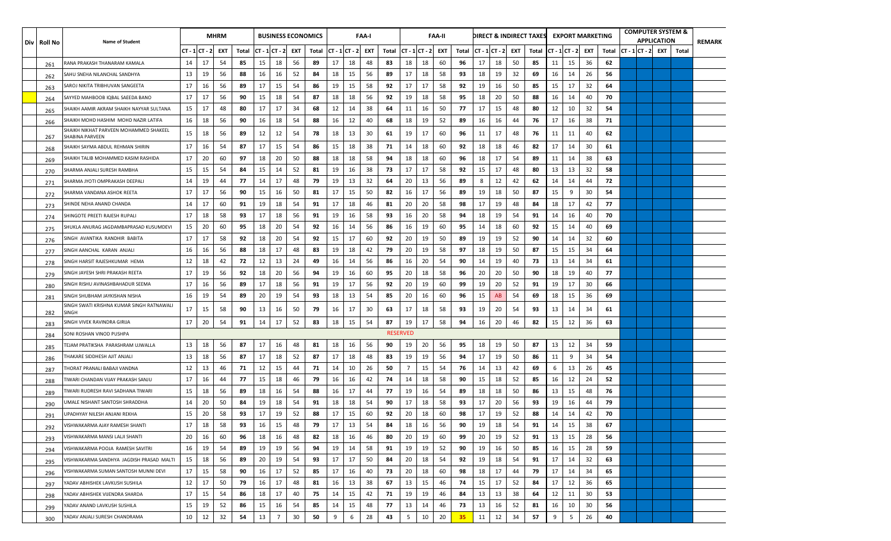| Div | Roll No | Name of Student | MHRM | | | | BUSINESS ECONOMICS | | | | FAA-I | | | | FAA-II | | | | DIRECT & INDIRECT TAXES | | | | EXPORT MARKETING | | | | COMPUTER SYSTEM & APPLICATION | | | | REMARK |
|---|---|---|---|---|---|---|---|---|---|---|---|---|---|---|---|---|---|---|---|---|---|---|---|---|---|---|---|---|---|---|---|
| | | | CT - 1 | CT - 2 | EXT | Total | CT - 1 | CT - 2 | EXT | Total | CT - 1 | CT - 2 | EXT | Total | CT - 1 | CT - 2 | EXT | Total | CT - 1 | CT - 2 | EXT | Total | CT - 1 | CT - 2 | EXT | Total | CT - 1 | CT - 2 | EXT | Total | |
| | 261 | RANA PRAKASH THANARAM KAMALA | 14 | 17 | 54 | 85 | 15 | 18 | 56 | 89 | 17 | 18 | 48 | 83 | 18 | 18 | 60 | 96 | 17 | 18 | 50 | 85 | 11 | 15 | 36 | 62 | | | | | |
| | 262 | SAHU SNEHA NILANCHAL SANDHYA | 13 | 19 | 56 | 88 | 16 | 16 | 52 | 84 | 18 | 15 | 56 | 89 | 17 | 18 | 58 | 93 | 18 | 19 | 32 | 69 | 16 | 14 | 26 | 56 | | | | | |
| | 263 | SAROJ NIKITA TRIBHUVAN SANGEETA | 17 | 16 | 56 | 89 | 17 | 15 | 54 | 86 | 19 | 15 | 58 | 92 | 17 | 17 | 58 | 92 | 19 | 16 | 50 | 85 | 15 | 17 | 32 | 64 | | | | | |
| | 264 | SAYYED MAHBOOB IQBAL SAEEDA BANO | 17 | 17 | 56 | 90 | 15 | 18 | 54 | 87 | 18 | 18 | 56 | 92 | 19 | 18 | 58 | 95 | 18 | 20 | 50 | 88 | 16 | 14 | 40 | 70 | | | | | |
| | 265 | SHAIKH AAMIR AKRAM SHAIKH NAYYAR SULTANA | 15 | 17 | 48 | 80 | 17 | 17 | 34 | 68 | 12 | 14 | 38 | 64 | 11 | 16 | 50 | 77 | 17 | 15 | 48 | 80 | 12 | 10 | 32 | 54 | | | | | |
| | 266 | SHAIKH MOHD HASHIM MOHD NAZIR LATIFA | 16 | 18 | 56 | 90 | 16 | 18 | 54 | 88 | 16 | 12 | 40 | 68 | 18 | 19 | 52 | 89 | 16 | 16 | 44 | 76 | 17 | 16 | 38 | 71 | | | | | |
| | 267 | SHAIKH NIKHAT PARVEEN MOHAMMED SHAKEEL SHABINA PARVEEN | 15 | 18 | 56 | 89 | 12 | 12 | 54 | 78 | 18 | 13 | 30 | 61 | 19 | 17 | 60 | 96 | 11 | 17 | 48 | 76 | 11 | 11 | 40 | 62 | | | | | |
| | 268 | SHAIKH SAYMA ABDUL REHMAN SHIRIN | 17 | 16 | 54 | 87 | 17 | 15 | 54 | 86 | 15 | 18 | 38 | 71 | 14 | 18 | 60 | 92 | 18 | 18 | 46 | 82 | 17 | 14 | 30 | 61 | | | | | |
| | 269 | SHAIKH TALIB MOHAMMED KASIM RASHIDA | 17 | 20 | 60 | 97 | 18 | 20 | 50 | 88 | 18 | 18 | 58 | 94 | 18 | 18 | 60 | 96 | 18 | 17 | 54 | 89 | 11 | 14 | 38 | 63 | | | | | |
| | 270 | SHARMA ANJALI SURESH RAMBHA | 15 | 15 | 54 | 84 | 15 | 14 | 52 | 81 | 19 | 16 | 38 | 73 | 17 | 17 | 58 | 92 | 15 | 17 | 48 | 80 | 13 | 13 | 32 | 58 | | | | | |
| | 271 | SHARMA JYOTI OMPRAKASH DEEPALI | 14 | 19 | 44 | 77 | 14 | 17 | 48 | 79 | 19 | 13 | 32 | 64 | 20 | 13 | 56 | 89 | 8 | 12 | 42 | 62 | 14 | 14 | 44 | 72 | | | | | |
| | 272 | SHARMA VANDANA ASHOK REETA | 17 | 17 | 56 | 90 | 15 | 16 | 50 | 81 | 17 | 15 | 50 | 82 | 16 | 17 | 56 | 89 | 19 | 18 | 50 | 87 | 15 | 9 | 30 | 54 | | | | | |
| | 273 | SHINDE NEHA ANAND CHANDA | 14 | 17 | 60 | 91 | 19 | 18 | 54 | 91 | 17 | 18 | 46 | 81 | 20 | 20 | 58 | 98 | 17 | 19 | 48 | 84 | 18 | 17 | 42 | 77 | | | | | |
| | 274 | SHINGOTE PREETI RAJESH RUPALI | 17 | 18 | 58 | 93 | 17 | 18 | 56 | 91 | 19 | 16 | 58 | 93 | 16 | 20 | 58 | 94 | 18 | 19 | 54 | 91 | 14 | 16 | 40 | 70 | | | | | |
| | 275 | SHUKLA ANURAG JAGDAMBAPRASAD KUSUMDEVI | 15 | 20 | 60 | 95 | 18 | 20 | 54 | 92 | 16 | 14 | 56 | 86 | 16 | 19 | 60 | 95 | 14 | 18 | 60 | 92 | 15 | 14 | 40 | 69 | | | | | |
| | 276 | SINGH AVANTIKA RANDHIR BABITA | 17 | 17 | 58 | 92 | 18 | 20 | 54 | 92 | 15 | 17 | 60 | 92 | 20 | 19 | 50 | 89 | 19 | 19 | 52 | 90 | 14 | 14 | 32 | 60 | | | | | |
| | 277 | SINGH AANCHAL KARAN ANJALI | 16 | 16 | 56 | 88 | 18 | 17 | 48 | 83 | 19 | 18 | 42 | 79 | 20 | 19 | 58 | 97 | 18 | 19 | 50 | 87 | 15 | 15 | 34 | 64 | | | | | |
| | 278 | SINGH HARSIT RAJESHKUMAR HEMA | 12 | 18 | 42 | 72 | 12 | 13 | 24 | 49 | 16 | 14 | 56 | 86 | 16 | 20 | 54 | 90 | 14 | 19 | 40 | 73 | 13 | 14 | 34 | 61 | | | | | |
| | 279 | SINGH JAYESH SHRI PRAKASH REETA | 17 | 19 | 56 | 92 | 18 | 20 | 56 | 94 | 19 | 16 | 60 | 95 | 20 | 18 | 58 | 96 | 20 | 20 | 50 | 90 | 18 | 19 | 40 | 77 | | | | | |
| | 280 | SINGH RISHU AVINASHBAHADUR SEEMA | 17 | 16 | 56 | 89 | 17 | 18 | 56 | 91 | 19 | 17 | 56 | 92 | 20 | 19 | 60 | 99 | 19 | 20 | 52 | 91 | 19 | 17 | 30 | 66 | | | | | |
| | 281 | SINGH SHUBHAM JAYKISHAN NISHA | 16 | 19 | 54 | 89 | 20 | 19 | 54 | 93 | 18 | 13 | 54 | 85 | 20 | 16 | 60 | 96 | 15 | AB | 54 | 69 | 18 | 15 | 36 | 69 | | | | | |
| | 282 | SINGH SWATI KRISHNA KUMAR SINGH RATNAWALI SINGH | 17 | 15 | 58 | 90 | 13 | 16 | 50 | 79 | 16 | 17 | 30 | 63 | 17 | 18 | 58 | 93 | 19 | 20 | 54 | 93 | 13 | 14 | 34 | 61 | | | | | |
| | 283 | SINGH VIVEK RAVINDRA GIRIJA | 17 | 20 | 54 | 91 | 14 | 17 | 52 | 83 | 18 | 15 | 54 | 87 | 19 | 17 | 58 | 94 | 16 | 20 | 46 | 82 | 15 | 12 | 36 | 63 | | | | | |
| | 284 | SONI ROSHAN VINOD PUSHPA | RESERVED | | | | | | | | | | | | | | | | | | | | | | | | | | | | |
| | 285 | TEJAM PRATIKSHA PARASHRAM UJWALLA | 13 | 18 | 56 | 87 | 17 | 16 | 48 | 81 | 18 | 16 | 56 | 90 | 19 | 20 | 56 | 95 | 18 | 19 | 50 | 87 | 13 | 12 | 34 | 59 | | | | | |
| | 286 | THAKARE SIDDHESH AJIT ANJALI | 13 | 18 | 56 | 87 | 17 | 18 | 52 | 87 | 17 | 18 | 48 | 83 | 19 | 19 | 56 | 94 | 17 | 19 | 50 | 86 | 11 | 9 | 34 | 54 | | | | | |
| | 287 | THORAT PRANALI BABAJI VANDNA | 12 | 13 | 46 | 71 | 12 | 15 | 44 | 71 | 14 | 10 | 26 | 50 | 7 | 15 | 54 | 76 | 14 | 13 | 42 | 69 | 6 | 13 | 26 | 45 | | | | | |
| | 288 | TIWARI CHANDAN VIJAY PRAKASH SANJU | 17 | 16 | 44 | 77 | 15 | 18 | 46 | 79 | 16 | 16 | 42 | 74 | 14 | 18 | 58 | 90 | 15 | 18 | 52 | 85 | 16 | 12 | 24 | 52 | | | | | |
| | 289 | TIWARI RUDRESH RAVI SADHANA TIWARI | 15 | 18 | 56 | 89 | 18 | 16 | 54 | 88 | 16 | 17 | 44 | 77 | 19 | 16 | 54 | 89 | 18 | 18 | 50 | 86 | 13 | 15 | 48 | 76 | | | | | |
| | 290 | UMALE NISHANT SANTOSH SHRADDHA | 14 | 20 | 50 | 84 | 19 | 18 | 54 | 91 | 18 | 18 | 54 | 90 | 17 | 18 | 58 | 93 | 17 | 20 | 56 | 93 | 19 | 16 | 44 | 79 | | | | | |
| | 291 | UPADHYAY NILESH ANJANI REKHA | 15 | 20 | 58 | 93 | 17 | 19 | 52 | 88 | 17 | 15 | 60 | 92 | 20 | 18 | 60 | 98 | 17 | 19 | 52 | 88 | 14 | 14 | 42 | 70 | | | | | |
| | 292 | VISHWAKARMA AJAY RAMESH SHANTI | 17 | 18 | 58 | 93 | 16 | 15 | 48 | 79 | 17 | 13 | 54 | 84 | 18 | 16 | 56 | 90 | 19 | 18 | 54 | 91 | 14 | 15 | 38 | 67 | | | | | |
| | 293 | VISHWAKARMA MANSI LALJI SHANTI | 20 | 16 | 60 | 96 | 18 | 16 | 48 | 82 | 18 | 16 | 46 | 80 | 20 | 19 | 60 | 99 | 20 | 19 | 52 | 91 | 13 | 15 | 28 | 56 | | | | | |
| | 294 | VISHWAKARMA POOJA RAMESH SAVITRI | 16 | 19 | 54 | 89 | 19 | 19 | 56 | 94 | 19 | 14 | 58 | 91 | 19 | 19 | 52 | 90 | 19 | 16 | 50 | 85 | 16 | 15 | 28 | 59 | | | | | |
| | 295 | VISHWAKARMA SANDHYA JAGDISH PRASAD MALTI | 15 | 18 | 56 | 89 | 20 | 19 | 54 | 93 | 17 | 17 | 50 | 84 | 20 | 18 | 54 | 92 | 19 | 18 | 54 | 91 | 17 | 14 | 32 | 63 | | | | | |
| | 296 | VISHWAKARMA SUMAN SANTOSH MUNNI DEVI | 17 | 15 | 58 | 90 | 16 | 17 | 52 | 85 | 17 | 16 | 40 | 73 | 20 | 18 | 60 | 98 | 18 | 17 | 44 | 79 | 17 | 14 | 34 | 65 | | | | | |
| | 297 | YADAV ABHISHEK LAVKUSH SUSHILA | 12 | 17 | 50 | 79 | 16 | 17 | 48 | 81 | 16 | 13 | 38 | 67 | 13 | 15 | 46 | 74 | 15 | 17 | 52 | 84 | 17 | 12 | 36 | 65 | | | | | |
| | 298 | YADAV ABHISHEK VIJENDRA SHARDA | 17 | 15 | 54 | 86 | 18 | 17 | 40 | 75 | 14 | 15 | 42 | 71 | 19 | 19 | 46 | 84 | 13 | 13 | 38 | 64 | 12 | 11 | 30 | 53 | | | | | |
| | 299 | YADAV ANAND LAVKUSH SUSHILA | 15 | 19 | 52 | 86 | 15 | 16 | 54 | 85 | 14 | 15 | 48 | 77 | 13 | 14 | 46 | 73 | 13 | 16 | 52 | 81 | 16 | 10 | 30 | 56 | | | | | |
| | 300 | YADAV ANJALI SURESH CHANDRAMA | 10 | 12 | 32 | 54 | 13 | 7 | 30 | 50 | 9 | 6 | 28 | 43 | 5 | 10 | 20 | 35 | 11 | 12 | 34 | 57 | 9 | 5 | 26 | 40 | | | | | |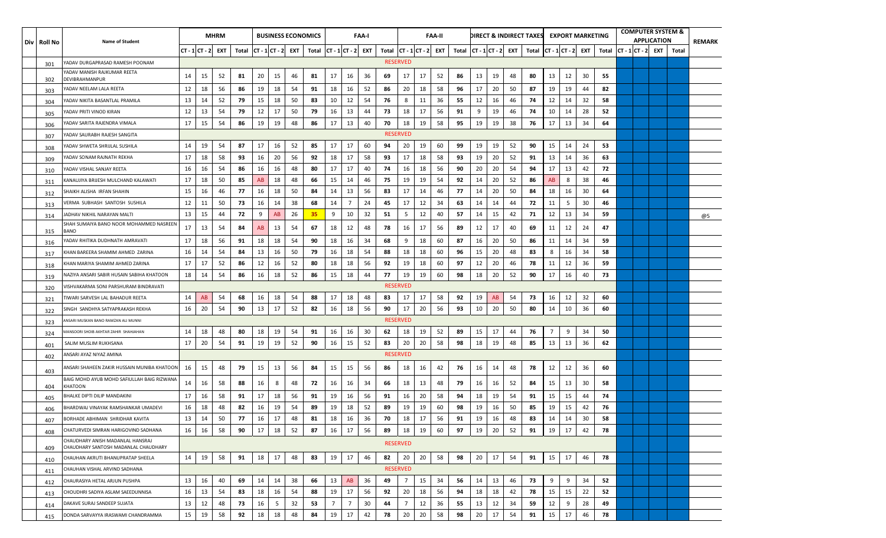| Div | Roll No | Name of Student | MHRM | | | | BUSINESS ECONOMICS | | | | FAA-I | | | | FAA-II | | | | DIRECT & INDIRECT TAXES | | | | EXPORT MARKETING | | | | COMPUTER SYSTEM & APPLICATION | | | | REMARK |
|---|---|---|---|---|---|---|---|---|---|---|---|---|---|---|---|---|---|---|---|---|---|---|---|---|---|---|---|---|---|---|---|
| | | | CT - 1 | CT - 2 | EXT | Total | CT - 1 | CT - 2 | EXT | Total | CT - 1 | CT - 2 | EXT | Total | CT - 1 | CT - 2 | EXT | Total | CT - 1 | CT - 2 | EXT | Total | CT - 1 | CT - 2 | EXT | Total | CT - 1 | CT - 2 | EXT | Total | |
| | 301 | YADAV DURGAPRASAD RAMESH POONAM | RESERVED | | | | | | | | | | | | | | | | | | | | | | | | | | | | |
| | 302 | YADAV MANISH RAJKUMAR REETA DEVIBRAHMANPUR | 14 | 15 | 52 | 81 | 20 | 15 | 46 | 81 | 17 | 16 | 36 | 69 | 17 | 17 | 52 | 86 | 13 | 19 | 48 | 80 | 13 | 12 | 30 | 55 | | | | | |
| | 303 | YADAV NEELAM LALA REETA | 12 | 18 | 56 | 86 | 19 | 18 | 54 | 91 | 18 | 16 | 52 | 86 | 20 | 18 | 58 | 96 | 17 | 20 | 50 | 87 | 19 | 19 | 44 | 82 | | | | | |
| | 304 | YADAV NIKITA BASANTLAL PRAMILA | 13 | 14 | 52 | 79 | 15 | 18 | 50 | 83 | 10 | 12 | 54 | 76 | 8 | 11 | 36 | 55 | 12 | 16 | 46 | 74 | 12 | 14 | 32 | 58 | | | | | |
| | 305 | YADAV PRITI VINOD KIRAN | 12 | 13 | 54 | 79 | 12 | 17 | 50 | 79 | 16 | 13 | 44 | 73 | 18 | 17 | 56 | 91 | 9 | 19 | 46 | 74 | 10 | 14 | 28 | 52 | | | | | |
| | 306 | YADAV SARITA RAJENDRA VIMALA | 17 | 15 | 54 | 86 | 19 | 19 | 48 | 86 | 17 | 13 | 40 | 70 | 18 | 19 | 58 | 95 | 19 | 19 | 38 | 76 | 17 | 13 | 34 | 64 | | | | | |
| | 307 | YADAV SAURABH RAJESH SANGITA | RESERVED | | | | | | | | | | | | | | | | | | | | | | | | | | | | |
| | 308 | YADAV SHWETA SHRIJLAL SUSHILA | 14 | 19 | 54 | 87 | 17 | 16 | 52 | 85 | 17 | 17 | 60 | 94 | 20 | 19 | 60 | 99 | 19 | 19 | 52 | 90 | 15 | 14 | 24 | 53 | | | | | |
| | 309 | YADAV SONAM RAJNATH REKHA | 17 | 18 | 58 | 93 | 16 | 20 | 56 | 92 | 18 | 17 | 58 | 93 | 17 | 18 | 58 | 93 | 19 | 20 | 52 | 91 | 13 | 14 | 36 | 63 | | | | | |
| | 310 | YADAV VISHAL SANJAY REETA | 16 | 16 | 54 | 86 | 16 | 16 | 48 | 80 | 17 | 17 | 40 | 74 | 16 | 18 | 56 | 90 | 20 | 20 | 54 | 94 | 17 | 13 | 42 | 72 | | | | | |
| | 311 | KANAUJIYA BRIJESH MULCHAND KALAWATI | 17 | 18 | 50 | 85 | AB | 18 | 48 | 66 | 15 | 14 | 46 | 75 | 19 | 19 | 54 | 92 | 14 | 20 | 52 | 86 | AB | 8 | 38 | 46 | | | | | |
| | 312 | SHAIKH ALISHA IRFAN SHAHIN | 15 | 16 | 46 | 77 | 16 | 18 | 50 | 84 | 14 | 13 | 56 | 83 | 17 | 14 | 46 | 77 | 14 | 20 | 50 | 84 | 18 | 16 | 30 | 64 | | | | | |
| | 313 | VERMA SUBHASH SANTOSH SUSHILA | 12 | 11 | 50 | 73 | 16 | 14 | 38 | 68 | 14 | 7 | 24 | 45 | 17 | 12 | 34 | 63 | 14 | 14 | 44 | 72 | 11 | 5 | 30 | 46 | | | | | |
| | 314 | JADHAV NIKHIL NARAYAN MALTI | 13 | 15 | 44 | 72 | 9 | AB | 26 | 35 | 9 | 10 | 32 | 51 | 5 | 12 | 40 | 57 | 14 | 15 | 42 | 71 | 12 | 13 | 34 | 59 | | | | | @5 |
| | 315 | SHAH SUMAIYA BANO NOOR MOHAMMED NASREEN BANO | 17 | 13 | 54 | 84 | AB | 13 | 54 | 67 | 18 | 12 | 48 | 78 | 16 | 17 | 56 | 89 | 12 | 17 | 40 | 69 | 11 | 12 | 24 | 47 | | | | | |
| | 316 | YADAV RHITIKA DUDHNATH AMRAVATI | 17 | 18 | 56 | 91 | 18 | 18 | 54 | 90 | 18 | 16 | 34 | 68 | 9 | 18 | 60 | 87 | 16 | 20 | 50 | 86 | 11 | 14 | 34 | 59 | | | | | |
| | 317 | KHAN BAREERA SHAMIM AHMED ZARINA | 16 | 14 | 54 | 84 | 13 | 16 | 50 | 79 | 16 | 18 | 54 | 88 | 18 | 18 | 60 | 96 | 15 | 20 | 48 | 83 | 8 | 16 | 34 | 58 | | | | | |
| | 318 | KHAN MARIYA SHAMIM AHMED ZARINA | 17 | 17 | 52 | 86 | 12 | 16 | 52 | 80 | 18 | 18 | 56 | 92 | 19 | 18 | 60 | 97 | 12 | 20 | 46 | 78 | 11 | 12 | 36 | 59 | | | | | |
| | 319 | NAZIYA ANSARI SABIR HUSAIN SABIHA KHATOON | 18 | 14 | 54 | 86 | 16 | 18 | 52 | 86 | 15 | 18 | 44 | 77 | 19 | 19 | 60 | 98 | 18 | 20 | 52 | 90 | 17 | 16 | 40 | 73 | | | | | |
| | 320 | VISHVAKARMA SONI PARSHURAM BINDRAVATI | RESERVED | | | | | | | | | | | | | | | | | | | | | | | | | | | | |
| | 321 | TIWARI SARVESH LAL BAHADUR REETA | 14 | AB | 54 | 68 | 16 | 18 | 54 | 88 | 17 | 18 | 48 | 83 | 17 | 17 | 58 | 92 | 19 | AB | 54 | 73 | 16 | 12 | 32 | 60 | | | | | |
| | 322 | SINGH SANDHYA SATYAPRAKASH REKHA | 16 | 20 | 54 | 90 | 13 | 17 | 52 | 82 | 16 | 18 | 56 | 90 | 17 | 20 | 56 | 93 | 10 | 20 | 50 | 80 | 14 | 10 | 36 | 60 | | | | | |
| | 323 | ANSARI MUSKAN BANO RAMZAN ALI MUNNI | RESERVED | | | | | | | | | | | | | | | | | | | | | | | | | | | | |
| | 324 | MANSOORI SHOIB AKHTAR ZAHIR SHAHJAHAN | 14 | 18 | 48 | 80 | 18 | 19 | 54 | 91 | 16 | 16 | 30 | 62 | 18 | 19 | 52 | 89 | 15 | 17 | 44 | 76 | 7 | 9 | 34 | 50 | | | | | |
| | 401 | SALIM MUSLIM RUKHSANA | 17 | 20 | 54 | 91 | 19 | 19 | 52 | 90 | 16 | 15 | 52 | 83 | 20 | 20 | 58 | 98 | 18 | 19 | 48 | 85 | 13 | 13 | 36 | 62 | | | | | |
| | 402 | ANSARI AYAZ NIYAZ AMINA | RESERVED | | | | | | | | | | | | | | | | | | | | | | | | | | | | |
| | 403 | ANSARI SHAHEEN ZAKIR HUSSAIN MUNIBA KHATOON | 16 | 15 | 48 | 79 | 15 | 13 | 56 | 84 | 15 | 15 | 56 | 86 | 18 | 16 | 42 | 76 | 16 | 14 | 48 | 78 | 12 | 12 | 36 | 60 | | | | | |
| | 404 | BAIG MOHD AYUB MOHD SAFIULLAH BAIG RIZWANA KHATOON | 14 | 16 | 58 | 88 | 16 | 8 | 48 | 72 | 16 | 16 | 34 | 66 | 18 | 13 | 48 | 79 | 16 | 16 | 52 | 84 | 15 | 13 | 30 | 58 | | | | | |
| | 405 | BHALKE DIPTI DILIP MANDAKINI | 17 | 16 | 58 | 91 | 17 | 18 | 56 | 91 | 19 | 16 | 56 | 91 | 16 | 20 | 58 | 94 | 18 | 19 | 54 | 91 | 15 | 15 | 44 | 74 | | | | | |
| | 406 | BHARDWAJ VINAYAK RAMSHANKAR UMADEVI | 16 | 18 | 48 | 82 | 16 | 19 | 54 | 89 | 19 | 18 | 52 | 89 | 19 | 19 | 60 | 98 | 19 | 16 | 50 | 85 | 19 | 15 | 42 | 76 | | | | | |
| | 407 | BORHADE ABHIMAN SHRIDHAR KAVITA | 13 | 14 | 50 | 77 | 16 | 17 | 48 | 81 | 18 | 16 | 36 | 70 | 18 | 17 | 56 | 91 | 19 | 16 | 48 | 83 | 14 | 14 | 30 | 58 | | | | | |
| | 408 | CHATURVEDI SIMRAN HARIGOVIND SADHANA | 16 | 16 | 58 | 90 | 17 | 18 | 52 | 87 | 16 | 17 | 56 | 89 | 18 | 19 | 60 | 97 | 19 | 20 | 52 | 91 | 19 | 17 | 42 | 78 | | | | | |
| | 409 | CHAUDHARY ANISH MADANLAL HANSRAJ CHAUDHARY SANTOSH MADANLAL CHAUDHARY | RESERVED | | | | | | | | | | | | | | | | | | | | | | | | | | | | |
| | 410 | CHAUHAN AKRUTI BHANUPRATAP SHEELA | 14 | 19 | 58 | 91 | 18 | 17 | 48 | 83 | 19 | 17 | 46 | 82 | 20 | 20 | 58 | 98 | 20 | 17 | 54 | 91 | 15 | 17 | 46 | 78 | | | | | |
| | 411 | CHAUHAN VISHAL ARVIND SADHANA | RESERVED | | | | | | | | | | | | | | | | | | | | | | | | | | | | |
| | 412 | CHAURASIYA HETAL ARJUN PUSHPA | 13 | 16 | 40 | 69 | 14 | 14 | 38 | 66 | 13 | AB | 36 | 49 | 7 | 15 | 34 | 56 | 14 | 13 | 46 | 73 | 9 | 9 | 34 | 52 | | | | | |
| | 413 | CHOUDHRI SADIYA ASLAM SAEEDUNNISA | 16 | 13 | 54 | 83 | 18 | 16 | 54 | 88 | 19 | 17 | 56 | 92 | 20 | 18 | 56 | 94 | 18 | 18 | 42 | 78 | 15 | 15 | 22 | 52 | | | | | |
| | 414 | DAKAVE SURAJ SANDEEP SUJATA | 13 | 12 | 48 | 73 | 16 | 5 | 32 | 53 | 7 | 7 | 30 | 44 | 7 | 12 | 36 | 55 | 13 | 12 | 34 | 59 | 12 | 9 | 28 | 49 | | | | | |
| | 415 | DONDA SARVAYYA IRASWAMI CHANDRAMMA | 15 | 19 | 58 | 92 | 18 | 18 | 48 | 84 | 19 | 17 | 42 | 78 | 20 | 20 | 58 | 98 | 20 | 17 | 54 | 91 | 15 | 17 | 46 | 78 | | | | | |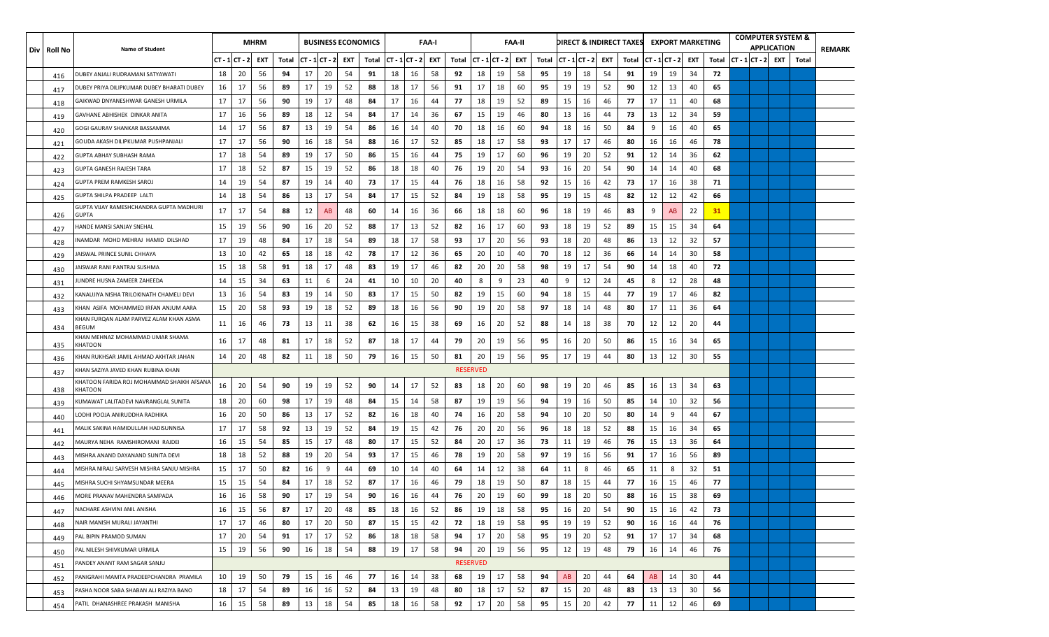| Div | Roll No | Name of Student | MHRM | | | | BUSINESS ECONOMICS | | | | FAA-I | | | | FAA-II | | | | DIRECT & INDIRECT TAXES | | | | EXPORT MARKETING | | | | COMPUTER SYSTEM & APPLICATION | | | | REMARK |
|---|---|---|---|---|---|---|---|---|---|---|---|---|---|---|---|---|---|---|---|---|---|---|---|---|---|---|---|---|---|---|---|
| | | | CT - 1 | CT - 2 | EXT | Total | CT - 1 | CT - 2 | EXT | Total | CT - 1 | CT - 2 | EXT | Total | CT - 1 | CT - 2 | EXT | Total | CT - 1 | CT - 2 | EXT | Total | CT - 1 | CT - 2 | EXT | Total | CT - 1 | CT - 2 | EXT | Total | |
| | 416 | DUBEY ANJALI RUDRAMANI SATYAWATI | 18 | 20 | 56 | **94** | 17 | 20 | 54 | **91** | 18 | 16 | 58 | **92** | 18 | 19 | 58 | **95** | 19 | 18 | 54 | **91** | 19 | 19 | 34 | **72** | | | | | |
| | 417 | DUBEY PRIYA DILIPKUMAR DUBEY BHARATI DUBEY | 16 | 17 | 56 | **89** | 17 | 19 | 52 | **88** | 18 | 17 | 56 | **91** | 17 | 18 | 60 | **95** | 19 | 19 | 52 | **90** | 12 | 13 | 40 | **65** | | | | | |
| | 418 | GAIKWAD DNYANESHWAR GANESH URMILA | 17 | 17 | 56 | **90** | 19 | 17 | 48 | **84** | 17 | 16 | 44 | **77** | 18 | 19 | 52 | **89** | 15 | 16 | 46 | **77** | 17 | 11 | 40 | **68** | | | | | |
| | 419 | GAVHANE ABHISHEK DINKAR ANITA | 17 | 16 | 56 | **89** | 18 | 12 | 54 | **84** | 17 | 14 | 36 | **67** | 15 | 19 | 46 | **80** | 13 | 16 | 44 | **73** | 13 | 12 | 34 | **59** | | | | | |
| | 420 | GOGI GAURAV SHANKAR BASSAMMA | 14 | 17 | 56 | **87** | 13 | 19 | 54 | **86** | 16 | 14 | 40 | **70** | 18 | 16 | 60 | **94** | 18 | 16 | 50 | **84** | 9 | 16 | 40 | **65** | | | | | |
| | 421 | GOUDA AKASH DILIPKUMAR PUSHPANJALI | 17 | 17 | 56 | **90** | 16 | 18 | 54 | **88** | 16 | 17 | 52 | **85** | 18 | 17 | 58 | **93** | 17 | 17 | 46 | **80** | 16 | 16 | 46 | **78** | | | | | |
| | 422 | GUPTA ABHAY SUBHASH RAMA | 17 | 18 | 54 | **89** | 19 | 17 | 50 | **86** | 15 | 16 | 44 | **75** | 19 | 17 | 60 | **96** | 19 | 20 | 52 | **91** | 12 | 14 | 36 | **62** | | | | | |
| | 423 | GUPTA GANESH RAJESH TARA | 17 | 18 | 52 | **87** | 15 | 19 | 52 | **86** | 18 | 18 | 40 | **76** | 19 | 20 | 54 | **93** | 16 | 20 | 54 | **90** | 14 | 14 | 40 | **68** | | | | | |
| | 424 | GUPTA PREM RAMKESH SAROJ | 14 | 19 | 54 | **87** | 19 | 14 | 40 | **73** | 17 | 15 | 44 | **76** | 18 | 16 | 58 | **92** | 15 | 16 | 42 | **73** | 17 | 16 | 38 | **71** | | | | | |
| | 425 | GUPTA SHILPA PRADEEP LALTI | 14 | 18 | 54 | **86** | 13 | 17 | 54 | **84** | 17 | 15 | 52 | **84** | 19 | 18 | 58 | **95** | 19 | 15 | 48 | **82** | 12 | 12 | 42 | **66** | | | | | |
| | 426 | GUPTA VIJAY RAMESHCHANDRA GUPTA MADHURI GUPTA | 17 | 17 | 54 | **88** | 12 | AB | 48 | **60** | 14 | 16 | 36 | **66** | 18 | 18 | 60 | **96** | 18 | 19 | 46 | **83** | 9 | AB | 22 | **31** | | | | | |
| | 427 | HANDE MANSI SANJAY SNEHAL | 15 | 19 | 56 | **90** | 16 | 20 | 52 | **88** | 17 | 13 | 52 | **82** | 16 | 17 | 60 | **93** | 18 | 19 | 52 | **89** | 15 | 15 | 34 | **64** | | | | | |
| | 428 | INAMDAR MOHD MEHRAJ HAMID DILSHAD | 17 | 19 | 48 | **84** | 17 | 18 | 54 | **89** | 18 | 17 | 58 | **93** | 17 | 20 | 56 | **93** | 18 | 20 | 48 | **86** | 13 | 12 | 32 | **57** | | | | | |
| | 429 | JAISWAL PRINCE SUNIL CHHAYA | 13 | 10 | 42 | **65** | 18 | 18 | 42 | **78** | 17 | 12 | 36 | **65** | 20 | 10 | 40 | **70** | 18 | 12 | 36 | **66** | 14 | 14 | 30 | **58** | | | | | |
| | 430 | JAISWAR RANI PANTRAJ SUSHMA | 15 | 18 | 58 | **91** | 18 | 17 | 48 | **83** | 19 | 17 | 46 | **82** | 20 | 20 | 58 | **98** | 19 | 17 | 54 | **90** | 14 | 18 | 40 | **72** | | | | | |
| | 431 | JUNDRE HUSNA ZAMEER ZAHEEDA | 14 | 15 | 34 | **63** | 11 | 6 | 24 | **41** | 10 | 10 | 20 | **40** | 8 | 9 | 23 | **40** | 9 | 12 | 24 | **45** | 8 | 12 | 28 | **48** | | | | | |
| | 432 | KANAUJIYA NISHA TRILOKINATH CHAMELI DEVI | 13 | 16 | 54 | **83** | 19 | 14 | 50 | **83** | 17 | 15 | 50 | **82** | 19 | 15 | 60 | **94** | 18 | 15 | 44 | **77** | 19 | 17 | 46 | **82** | | | | | |
| | 433 | KHAN ASIFA MOHAMMED IRFAN ANJUM AARA | 15 | 20 | 58 | **93** | 19 | 18 | 52 | **89** | 18 | 16 | 56 | **90** | 19 | 20 | 58 | **97** | 18 | 14 | 48 | **80** | 17 | 11 | 36 | **64** | | | | | |
| | 434 | KHAN FURQAN ALAM PARVEZ ALAM KHAN ASMA BEGUM | 11 | 16 | 46 | **73** | 13 | 11 | 38 | **62** | 16 | 15 | 38 | **69** | 16 | 20 | 52 | **88** | 14 | 18 | 38 | **70** | 12 | 12 | 20 | **44** | | | | | |
| | 435 | KHAN MEHNAZ MOHAMMAD UMAR SHAMA KHATOON | 16 | 17 | 48 | **81** | 17 | 18 | 52 | **87** | 18 | 17 | 44 | **79** | 20 | 19 | 56 | **95** | 16 | 20 | 50 | **86** | 15 | 16 | 34 | **65** | | | | | |
| | 436 | KHAN RUKHSAR JAMIL AHMAD AKHTAR JAHAN | 14 | 20 | 48 | **82** | 11 | 18 | 50 | **79** | 16 | 15 | 50 | **81** | 20 | 19 | 56 | **95** | 17 | 19 | 44 | **80** | 13 | 12 | 30 | **55** | | | | | |
| | 437 | KHAN SAZIYA JAVED KHAN RUBINA KHAN | RESERVED | | | | | | | | | | | | | | | | | | | | | | | | | | | | |
| | 438 | KHATOON FARIDA ROJ MOHAMMAD SHAIKH AFSANA KHATOON | 16 | 20 | 54 | **90** | 19 | 19 | 52 | **90** | 14 | 17 | 52 | **83** | 18 | 20 | 60 | **98** | 19 | 20 | 46 | **85** | 16 | 13 | 34 | **63** | | | | | |
| | 439 | KUMAWAT LALITADEVI NAVRANGLAL SUNITA | 18 | 20 | 60 | **98** | 17 | 19 | 48 | **84** | 15 | 14 | 58 | **87** | 19 | 19 | 56 | **94** | 19 | 16 | 50 | **85** | 14 | 10 | 32 | **56** | | | | | |
| | 440 | LODHI POOJA ANIRUDDHA RADHIKA | 16 | 20 | 50 | **86** | 13 | 17 | 52 | **82** | 16 | 18 | 40 | **74** | 16 | 20 | 58 | **94** | 10 | 20 | 50 | **80** | 14 | 9 | 44 | **67** | | | | | |
| | 441 | MALIK SAKINA HAMIDULLAH HADISUNNISA | 17 | 17 | 58 | **92** | 13 | 19 | 52 | **84** | 19 | 15 | 42 | **76** | 20 | 20 | 56 | **96** | 18 | 18 | 52 | **88** | 15 | 16 | 34 | **65** | | | | | |
| | 442 | MAURYA NEHA RAMSHIROMANI RAJDEI | 16 | 15 | 54 | **85** | 15 | 17 | 48 | **80** | 17 | 15 | 52 | **84** | 20 | 17 | 36 | **73** | 11 | 19 | 46 | **76** | 15 | 13 | 36 | **64** | | | | | |
| | 443 | MISHRA ANAND DAYANAND SUNITA DEVI | 18 | 18 | 52 | **88** | 19 | 20 | 54 | **93** | 17 | 15 | 46 | **78** | 19 | 20 | 58 | **97** | 19 | 16 | 56 | **91** | 17 | 16 | 56 | **89** | | | | | |
| | 444 | MISHRA NIRALI SARVESH MISHRA SANJU MISHRA | 15 | 17 | 50 | **82** | 16 | 9 | 44 | **69** | 10 | 14 | 40 | **64** | 14 | 12 | 38 | **64** | 11 | 8 | 46 | **65** | 11 | 8 | 32 | **51** | | | | | |
| | 445 | MISHRA SUCHI SHYAMSUNDAR MEERA | 15 | 15 | 54 | **84** | 17 | 18 | 52 | **87** | 17 | 16 | 46 | **79** | 18 | 19 | 50 | **87** | 18 | 15 | 44 | **77** | 16 | 15 | 46 | **77** | | | | | |
| | 446 | MORE PRANAV MAHENDRA SAMPADA | 16 | 16 | 58 | **90** | 17 | 19 | 54 | **90** | 16 | 16 | 44 | **76** | 20 | 19 | 60 | **99** | 18 | 20 | 50 | **88** | 16 | 15 | 38 | **69** | | | | | |
| | 447 | NACHARE ASHVINI ANIL ANISHA | 16 | 15 | 56 | **87** | 17 | 20 | 48 | **85** | 18 | 16 | 52 | **86** | 19 | 18 | 58 | **95** | 16 | 20 | 54 | **90** | 15 | 16 | 42 | **73** | | | | | |
| | 448 | NAIR MANISH MURALI JAYANTHI | 17 | 17 | 46 | **80** | 17 | 20 | 50 | **87** | 15 | 15 | 42 | **72** | 18 | 19 | 58 | **95** | 19 | 19 | 52 | **90** | 16 | 16 | 44 | **76** | | | | | |
| | 449 | PAL BIPIN PRAMOD SUMAN | 17 | 20 | 54 | **91** | 17 | 17 | 52 | **86** | 18 | 18 | 58 | **94** | 17 | 20 | 58 | **95** | 19 | 20 | 52 | **91** | 17 | 17 | 34 | **68** | | | | | |
| | 450 | PAL NILESH SHIVKUMAR URMILA | 15 | 19 | 56 | **90** | 16 | 18 | 54 | **88** | 19 | 17 | 58 | **94** | 20 | 19 | 56 | **95** | 12 | 19 | 48 | **79** | 16 | 14 | 46 | **76** | | | | | |
| | 451 | PANDEY ANANT RAM SAGAR SANJU | RESERVED | | | | | | | | | | | | | | | | | | | | | | | | | | | | |
| | 452 | PANIGRAHI MAMTA PRADEEPCHANDRA PRAMILA | 10 | 19 | 50 | **79** | 15 | 16 | 46 | **77** | 16 | 14 | 38 | **68** | 19 | 17 | 58 | **94** | AB | 20 | 44 | **64** | AB | 14 | 30 | **44** | | | | | |
| | 453 | PASHA NOOR SABA SHABAN ALI RAZIYA BANO | 18 | 17 | 54 | **89** | 16 | 16 | 52 | **84** | 13 | 19 | 48 | **80** | 18 | 17 | 52 | **87** | 15 | 20 | 48 | **83** | 13 | 13 | 30 | **56** | | | | | |
| | 454 | PATIL DHANASHREE PRAKASH MANISHA | 16 | 15 | 58 | **89** | 13 | 18 | 54 | **85** | 18 | 16 | 58 | **92** | 17 | 20 | 58 | **95** | 15 | 20 | 42 | **77** | 11 | 12 | 46 | **69** | | | | | |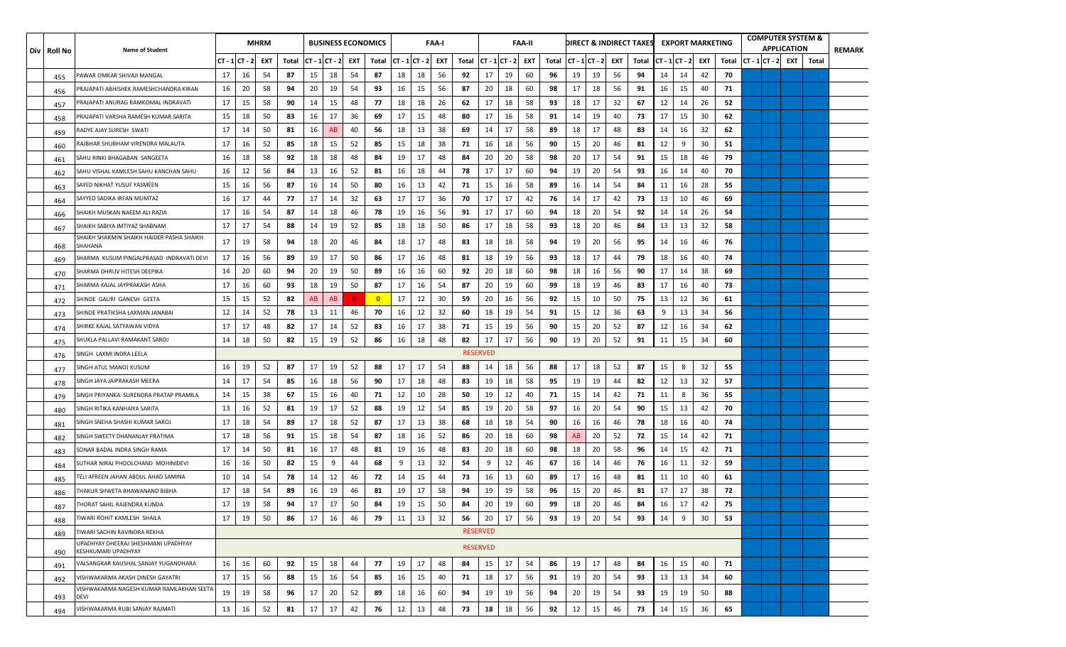| Div | Roll No | Name of Student | MHRM | | | | BUSINESS ECONOMICS | | | | FAA-I | | | | FAA-II | | | | DIRECT & INDIRECT TAXES | | | | EXPORT MARKETING | | | | COMPUTER SYSTEM & APPLICATION | | | | REMARK |
|---|---|---|---|---|---|---|---|---|---|---|---|---|---|---|---|---|---|---|---|---|---|---|---|---|---|---|---|---|---|---|---|
| | | | CT - 1 | CT - 2 | EXT | Total | CT - 1 | CT - 2 | EXT | Total | CT - 1 | CT - 2 | EXT | Total | CT - 1 | CT - 2 | EXT | Total | CT - 1 | CT - 2 | EXT | Total | CT - 1 | CT - 2 | EXT | Total | CT - 1 | CT - 2 | EXT | Total | |
| | 455 | PAWAR OMKAR SHIVAJI MANGAL | 17 | 16 | 54 | **87** | 15 | 18 | 54 | **87** | 18 | 18 | 56 | **92** | 17 | 19 | 60 | **96** | 19 | 19 | 56 | **94** | 14 | 14 | 42 | **70** | | | | | |
| | 456 | PRAJAPATI ABHISHEK RAMESHCHANDRA KIRAN | 16 | 20 | 58 | **94** | 20 | 19 | 54 | **93** | 16 | 15 | 56 | **87** | 20 | 18 | 60 | **98** | 17 | 18 | 56 | **91** | 16 | 15 | 40 | **71** | | | | | |
| | 457 | PRAJAPATI ANURAG RAMKOMAL INDRAVATI | 17 | 15 | 58 | **90** | 14 | 15 | 48 | **77** | 18 | 18 | 26 | **62** | 17 | 18 | 58 | **93** | 18 | 17 | 32 | **67** | 12 | 14 | 26 | **52** | | | | | |
| | 458 | PRAJAPATI VARSHA RAMESH KUMAR SARITA | 15 | 18 | 50 | **83** | 16 | 17 | 36 | **69** | 17 | 15 | 48 | **80** | 17 | 16 | 58 | **91** | 14 | 19 | 40 | **73** | 17 | 15 | 30 | **62** | | | | | |
| | 459 | RADYE AJAY SURESH SWATI | 17 | 14 | 50 | **81** | 16 | AB | 40 | **56** | 18 | 13 | 38 | **69** | 14 | 17 | 58 | **89** | 18 | 17 | 48 | **83** | 14 | 16 | 32 | **62** | | | | | |
| | 460 | RAJBHAR SHUBHAM VIRENDRA MALAUTA | 17 | 16 | 52 | **85** | 18 | 15 | 52 | **85** | 15 | 18 | 38 | **71** | 16 | 18 | 56 | **90** | 15 | 20 | 46 | **81** | 12 | 9 | 30 | **51** | | | | | |
| | 461 | SAHU RINKI BHAGABAN SANGEETA | 16 | 18 | 58 | **92** | 18 | 18 | 48 | **84** | 19 | 17 | 48 | **84** | 20 | 20 | 58 | **98** | 20 | 17 | 54 | **91** | 15 | 18 | 46 | **79** | | | | | |
| | 462 | SAHU VISHAL KAMLESH SAHU KANCHAN SAHU | 16 | 12 | 56 | **84** | 13 | 16 | 52 | **81** | 16 | 18 | 44 | **78** | 17 | 17 | 60 | **94** | 19 | 20 | 54 | **93** | 16 | 14 | 40 | **70** | | | | | |
| | 463 | SAYED NIKHAT YUSUF YASMEEN | 15 | 16 | 56 | **87** | 16 | 14 | 50 | **80** | 16 | 13 | 42 | **71** | 15 | 16 | 58 | **89** | 16 | 14 | 54 | **84** | 11 | 16 | 28 | **55** | | | | | |
| | 464 | SAYYED SADIKA IRFAN MUMTAZ | 16 | 17 | 44 | **77** | 17 | 14 | 32 | **63** | 17 | 17 | 36 | **70** | 17 | 17 | 42 | **76** | 14 | 17 | 42 | **73** | 13 | 10 | 46 | **69** | | | | | |
| | 466 | SHAIKH MUSKAN NAEEM ALI RAZIA | 17 | 16 | 54 | **87** | 14 | 18 | 46 | **78** | 19 | 16 | 56 | **91** | 17 | 17 | 60 | **94** | 18 | 20 | 54 | **92** | 14 | 14 | 26 | **54** | | | | | |
| | 467 | SHAIKH SABIYA IMTIYAZ SHABNAM | 17 | 17 | 54 | **88** | 14 | 19 | 52 | **85** | 18 | 18 | 50 | **86** | 17 | 18 | 58 | **93** | 18 | 20 | 46 | **84** | 13 | 13 | 32 | **58** | | | | | |
| | 468 | SHAIKH SHARMIN SHAIKH HAIDER PASHA SHAIKH SHAHANA | 17 | 19 | 58 | **94** | 18 | 20 | 46 | **84** | 18 | 17 | 48 | **83** | 18 | 18 | 58 | **94** | 19 | 20 | 56 | **95** | 14 | 16 | 46 | **76** | | | | | |
| | 469 | SHARMA KUSUM PINGALPRASAD INDRAVATI DEVI | 17 | 16 | 56 | **89** | 19 | 17 | 50 | **86** | 17 | 16 | 48 | **81** | 18 | 19 | 56 | **93** | 18 | 17 | 44 | **79** | 18 | 16 | 40 | **74** | | | | | |
| | 470 | SHARMA DHRUV HITESH DEEPIKA | 14 | 20 | 60 | **94** | 20 | 19 | 50 | **89** | 16 | 16 | 60 | **92** | 20 | 18 | 60 | **98** | 18 | 16 | 56 | **90** | 17 | 14 | 38 | **69** | | | | | |
| | 471 | SHARMA KAJAL JAYPRAKASH ASHA | 17 | 16 | 60 | **93** | 18 | 19 | 50 | **87** | 17 | 16 | 54 | **87** | 20 | 19 | 60 | **99** | 18 | 19 | 46 | **83** | 17 | 16 | 40 | **73** | | | | | |
| | 472 | SHINDE GAURI GANESH GEETA | 15 | 15 | 52 | **82** | AB | AB | 0 | **0** | 17 | 12 | 30 | **59** | 20 | 16 | 56 | **92** | 15 | 10 | 50 | **75** | 13 | 12 | 36 | **61** | | | | | |
| | 473 | SHINDE PRATIKSHA LAXMAN JANABAI | 12 | 14 | 52 | **78** | 13 | 11 | 46 | **70** | 16 | 12 | 32 | **60** | 18 | 19 | 54 | **91** | 15 | 12 | 36 | **63** | 9 | 13 | 34 | **56** | | | | | |
| | 474 | SHIRKE KAJAL SATYAWAN VIDYA | 17 | 17 | 48 | **82** | 17 | 14 | 52 | **83** | 16 | 17 | 38 | **71** | 15 | 19 | 56 | **90** | 15 | 20 | 52 | **87** | 12 | 16 | 34 | **62** | | | | | |
| | 475 | SHUKLA PALLAVI RAMAKANT SAROJ | 14 | 18 | 50 | **82** | 15 | 19 | 52 | **86** | 16 | 18 | 48 | **82** | 17 | 17 | 56 | **90** | 19 | 20 | 52 | **91** | 11 | 15 | 34 | **60** | | | | | |
| | 476 | SINGH LAXMI INDRA LEELA | RESERVED | | | | | | | | | | | | | | | | | | | | | | | | | | | | |
| | 477 | SINGH ATUL MANOJ KUSUM | 16 | 19 | 52 | **87** | 17 | 19 | 52 | **88** | 17 | 17 | 54 | **88** | 14 | 18 | 56 | **88** | 17 | 18 | 52 | **87** | 15 | 8 | 32 | **55** | | | | | |
| | 478 | SINGH JAYA JAIPRAKASH MEERA | 14 | 17 | 54 | **85** | 16 | 18 | 56 | **90** | 17 | 18 | 48 | **83** | 19 | 18 | 58 | **95** | 19 | 19 | 44 | **82** | 12 | 13 | 32 | **57** | | | | | |
| | 479 | SINGH PRIYANKA SURENDRA PRATAP PRAMILA | 14 | 15 | 38 | **67** | 15 | 16 | 40 | **71** | 12 | 10 | 28 | **50** | 19 | 12 | 40 | **71** | 15 | 14 | 42 | **71** | 11 | 8 | 36 | **55** | | | | | |
| | 480 | SINGH RITIKA KANHAIYA SARITA | 13 | 16 | 52 | **81** | 19 | 17 | 52 | **88** | 19 | 12 | 54 | **85** | 19 | 20 | 58 | **97** | 16 | 20 | 54 | **90** | 15 | 13 | 42 | **70** | | | | | |
| | 481 | SINGH SNEHA SHASHI KUMAR SAROJ | 17 | 18 | 54 | **89** | 17 | 18 | 52 | **87** | 17 | 13 | 38 | **68** | 18 | 18 | 54 | **90** | 16 | 16 | 46 | **78** | 18 | 16 | 40 | **74** | | | | | |
| | 482 | SINGH SWEETY DHANANJAY PRATIMA | 17 | 18 | 56 | **91** | 15 | 18 | 54 | **87** | 18 | 16 | 52 | **86** | 20 | 18 | 60 | **98** | AB | 20 | 52 | **72** | 15 | 14 | 42 | **71** | | | | | |
| | 483 | SONAR BADAL INDRA SINGH RAMA | 17 | 14 | 50 | **81** | 16 | 17 | 48 | **81** | 19 | 16 | 48 | **83** | 20 | 18 | 60 | **98** | 18 | 20 | 58 | **96** | 14 | 15 | 42 | **71** | | | | | |
| | 484 | SUTHAR NIRAJ PHOOLCHAND MOHINIDEVI | 16 | 16 | 50 | **82** | 15 | 9 | 44 | **68** | 9 | 13 | 32 | **54** | 9 | 12 | 46 | **67** | 16 | 14 | 46 | **76** | 16 | 11 | 32 | **59** | | | | | |
| | 485 | TELI AFREEN JAHAN ABDUL AHAD SAMINA | 10 | 14 | 54 | **78** | 14 | 12 | 46 | **72** | 14 | 15 | 44 | **73** | 16 | 13 | 60 | **89** | 17 | 16 | 48 | **81** | 11 | 10 | 40 | **61** | | | | | |
| | 486 | THAKUR SHWETA BHAWANAND BIBHA | 17 | 18 | 54 | **89** | 16 | 19 | 46 | **81** | 19 | 17 | 58 | **94** | 19 | 19 | 58 | **96** | 15 | 20 | 46 | **81** | 17 | 17 | 38 | **72** | | | | | |
| | 487 | THORAT SAHIL RAJENDRA KUNDA | 17 | 19 | 58 | **94** | 17 | 17 | 50 | **84** | 19 | 15 | 50 | **84** | 20 | 19 | 60 | **99** | 18 | 20 | 46 | **84** | 16 | 17 | 42 | **75** | | | | | |
| | 488 | TIWARI ROHIT KAMLESH SHAILA | 17 | 19 | 50 | **86** | 17 | 16 | 46 | **79** | 11 | 13 | 32 | **56** | 20 | 17 | 56 | **93** | 19 | 20 | 54 | **93** | 14 | 9 | 30 | **53** | | | | | |
| | 489 | TIWARI SACHIN RAVINDRA REKHA | RESERVED | | | | | | | | | | | | | | | | | | | | | | | | | | | | |
| | 490 | UPADHYAY DHEERAJ SHESHMANI UPADHYAY KESHKUMARI UPADHYAY | RESERVED | | | | | | | | | | | | | | | | | | | | | | | | | | | | |
| | 491 | VALSANGKAR KAUSHAL SANJAY YUGANDHARA | 16 | 16 | 60 | **92** | 15 | 18 | 44 | **77** | 19 | 17 | 48 | **84** | 15 | 17 | 54 | **86** | 19 | 17 | 48 | **84** | 16 | 15 | 40 | **71** | | | | | |
| | 492 | VISHWAKARMA AKASH DINESH GAYATRI | 17 | 15 | 56 | **88** | 15 | 16 | 54 | **85** | 16 | 15 | 40 | **71** | 18 | 17 | 56 | **91** | 19 | 20 | 54 | **93** | 13 | 13 | 34 | **60** | | | | | |
| | 493 | VISHWAKARMA NAGESH KUMAR RAMLAKHAN SEETA DEVI | 19 | 19 | 58 | **96** | 17 | 20 | 52 | **89** | 18 | 16 | 60 | **94** | 19 | 19 | 56 | **94** | 20 | 19 | 54 | **93** | 19 | 19 | 50 | **88** | | | | | |
| | 494 | VISHWAKARMA RUBI SANJAY RAJMATI | 13 | 16 | 52 | **81** | 17 | 17 | 42 | **76** | 12 | 13 | 48 | **73** | **18** | 18 | 56 | **92** | 12 | 15 | 46 | **73** | 14 | 15 | 36 | **65** | | | | | |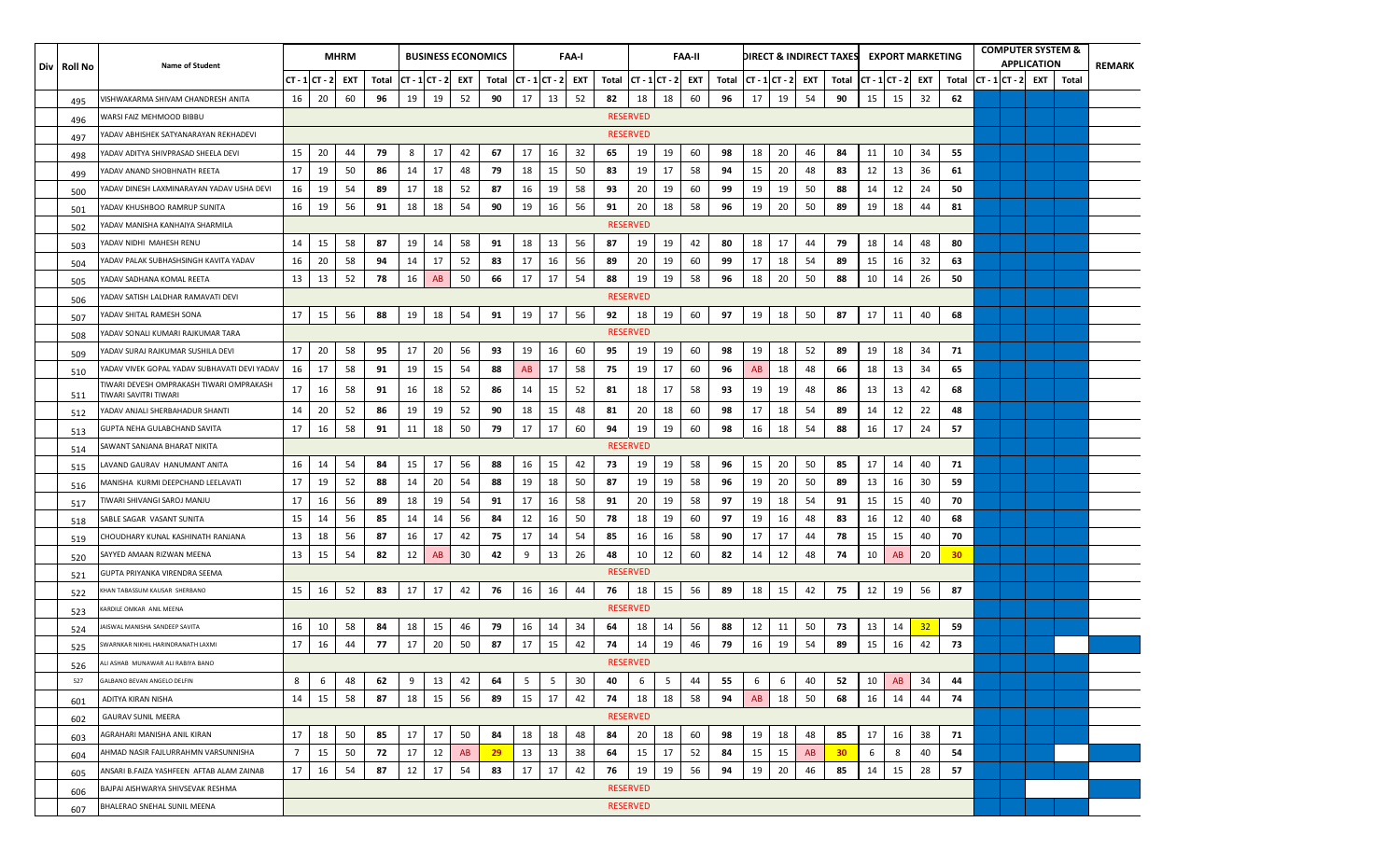| Div | Roll No | Name of Student | MHRM | | | | BUSINESS ECONOMICS | | | | FAA-I | | | | FAA-II | | | | DIRECT & INDIRECT TAXES | | | | EXPORT MARKETING | | | | COMPUTER SYSTEM & APPLICATION | | | | REMARK |
|---|---|---|---|---|---|---|---|---|---|---|---|---|---|---|---|---|---|---|---|---|---|---|---|---|---|---|---|---|---|---|---|
| | | | CT - 1 | CT - 2 | EXT | Total | CT - 1 | CT - 2 | EXT | Total | CT - 1 | CT - 2 | EXT | Total | CT - 1 | CT - 2 | EXT | Total | CT - 1 | CT - 2 | EXT | Total | CT - 1 | CT - 2 | EXT | Total | CT - 1 | CT - 2 | EXT | Total | |
| | 495 | VISHWAKARMA SHIVAM CHANDRESH ANITA | 16 | 20 | 60 | 96 | 19 | 19 | 52 | 90 | 17 | 13 | 52 | 82 | 18 | 18 | 60 | 96 | 17 | 19 | 54 | 90 | 15 | 15 | 32 | 62 | | | | | |
| | 496 | WARSI FAIZ MEHMOOD BIBBU | RESERVED | | | | | | | | | | | | | | | | | | | | | | | | | | | | |
| | 497 | YADAV ABHISHEK SATYANARAYAN REKHADEVI | RESERVED | | | | | | | | | | | | | | | | | | | | | | | | | | | | |
| | 498 | YADAV ADITYA SHIVPRASAD SHEELA DEVI | 15 | 20 | 44 | 79 | 8 | 17 | 42 | 67 | 17 | 16 | 32 | 65 | 19 | 19 | 60 | 98 | 18 | 20 | 46 | 84 | 11 | 10 | 34 | 55 | | | | | |
| | 499 | YADAV ANAND SHOBHNATH REETA | 17 | 19 | 50 | 86 | 14 | 17 | 48 | 79 | 18 | 15 | 50 | 83 | 19 | 17 | 58 | 94 | 15 | 20 | 48 | 83 | 12 | 13 | 36 | 61 | | | | | |
| | 500 | YADAV DINESH LAXMINARAYAN YADAV USHA DEVI | 16 | 19 | 54 | 89 | 17 | 18 | 52 | 87 | 16 | 19 | 58 | 93 | 20 | 19 | 60 | 99 | 19 | 19 | 50 | 88 | 14 | 12 | 24 | 50 | | | | | |
| | 501 | YADAV KHUSHBOO RAMRUP SUNITA | 16 | 19 | 56 | 91 | 18 | 18 | 54 | 90 | 19 | 16 | 56 | 91 | 20 | 18 | 58 | 96 | 19 | 20 | 50 | 89 | 19 | 18 | 44 | 81 | | | | | |
| | 502 | YADAV MANISHA KANHAIYA SHARMILA | RESERVED | | | | | | | | | | | | | | | | | | | | | | | | | | | | |
| | 503 | YADAV NIDHI MAHESH RENU | 14 | 15 | 58 | 87 | 19 | 14 | 58 | 91 | 18 | 13 | 56 | 87 | 19 | 19 | 42 | 80 | 18 | 17 | 44 | 79 | 18 | 14 | 48 | 80 | | | | | |
| | 504 | YADAV PALAK SUBHASHSINGH KAVITA YADAV | 16 | 20 | 58 | 94 | 14 | 17 | 52 | 83 | 17 | 16 | 56 | 89 | 20 | 19 | 60 | 99 | 17 | 18 | 54 | 89 | 15 | 16 | 32 | 63 | | | | | |
| | 505 | YADAV SADHANA KOMAL REETA | 13 | 13 | 52 | 78 | 16 | AB | 50 | 66 | 17 | 17 | 54 | 88 | 19 | 19 | 58 | 96 | 18 | 20 | 50 | 88 | 10 | 14 | 26 | 50 | | | | | |
| | 506 | YADAV SATISH LALDHAR RAMAVATI DEVI | RESERVED | | | | | | | | | | | | | | | | | | | | | | | | | | | | |
| | 507 | YADAV SHITAL RAMESH SONA | 17 | 15 | 56 | 88 | 19 | 18 | 54 | 91 | 19 | 17 | 56 | 92 | 18 | 19 | 60 | 97 | 19 | 18 | 50 | 87 | 17 | 11 | 40 | 68 | | | | | |
| | 508 | YADAV SONALI KUMARI RAJKUMAR TARA | RESERVED | | | | | | | | | | | | | | | | | | | | | | | | | | | | |
| | 509 | YADAV SURAJ RAJKUMAR SUSHILA DEVI | 17 | 20 | 58 | 95 | 17 | 20 | 56 | 93 | 19 | 16 | 60 | 95 | 19 | 19 | 60 | 98 | 19 | 18 | 52 | 89 | 19 | 18 | 34 | 71 | | | | | |
| | 510 | YADAV VIVEK GOPAL YADAV SUBHAVATI DEVI YADAV | 16 | 17 | 58 | 91 | 19 | 15 | 54 | 88 | AB | 17 | 58 | 75 | 19 | 17 | 60 | 96 | AB | 18 | 48 | 66 | 18 | 13 | 34 | 65 | | | | | |
| | 511 | TIWARI DEVESH OMPRAKASH TIWARI OMPRAKASH TIWARI SAVITRI TIWARI | 17 | 16 | 58 | 91 | 16 | 18 | 52 | 86 | 14 | 15 | 52 | 81 | 18 | 17 | 58 | 93 | 19 | 19 | 48 | 86 | 13 | 13 | 42 | 68 | | | | | |
| | 512 | YADAV ANJALI SHERBAHADUR SHANTI | 14 | 20 | 52 | 86 | 19 | 19 | 52 | 90 | 18 | 15 | 48 | 81 | 20 | 18 | 60 | 98 | 17 | 18 | 54 | 89 | 14 | 12 | 22 | 48 | | | | | |
| | 513 | GUPTA NEHA GULABCHAND SAVITA | 17 | 16 | 58 | 91 | 11 | 18 | 50 | 79 | 17 | 17 | 60 | 94 | 19 | 19 | 60 | 98 | 16 | 18 | 54 | 88 | 16 | 17 | 24 | 57 | | | | | |
| | 514 | SAWANT SANJANA BHARAT NIKITA | RESERVED | | | | | | | | | | | | | | | | | | | | | | | | | | | | |
| | 515 | LAVAND GAURAV HANUMANT ANITA | 16 | 14 | 54 | 84 | 15 | 17 | 56 | 88 | 16 | 15 | 42 | 73 | 19 | 19 | 58 | 96 | 15 | 20 | 50 | 85 | 17 | 14 | 40 | 71 | | | | | |
| | 516 | MANISHA KURMI DEEPCHAND LEELAVATI | 17 | 19 | 52 | 88 | 14 | 20 | 54 | 88 | 19 | 18 | 50 | 87 | 19 | 19 | 58 | 96 | 19 | 20 | 50 | 89 | 13 | 16 | 30 | 59 | | | | | |
| | 517 | TIWARI SHIVANGI SAROJ MANJU | 17 | 16 | 56 | 89 | 18 | 19 | 54 | 91 | 17 | 16 | 58 | 91 | 20 | 19 | 58 | 97 | 19 | 18 | 54 | 91 | 15 | 15 | 40 | 70 | | | | | |
| | 518 | SABLE SAGAR VASANT SUNITA | 15 | 14 | 56 | 85 | 14 | 14 | 56 | 84 | 12 | 16 | 50 | 78 | 18 | 19 | 60 | 97 | 19 | 16 | 48 | 83 | 16 | 12 | 40 | 68 | | | | | |
| | 519 | CHOUDHARY KUNAL KASHINATH RANJANA | 13 | 18 | 56 | 87 | 16 | 17 | 42 | 75 | 17 | 14 | 54 | 85 | 16 | 16 | 58 | 90 | 17 | 17 | 44 | 78 | 15 | 15 | 40 | 70 | | | | | |
| | 520 | SAYYED AMAAN RIZWAN MEENA | 13 | 15 | 54 | 82 | 12 | AB | 30 | 42 | 9 | 13 | 26 | 48 | 10 | 12 | 60 | 82 | 14 | 12 | 48 | 74 | 10 | AB | 20 | 30 | | | | | |
| | 521 | GUPTA PRIYANKA VIRENDRA SEEMA | RESERVED | | | | | | | | | | | | | | | | | | | | | | | | | | | | |
| | 522 | KHAN TABASSUM KAUSAR SHERBANO | 15 | 16 | 52 | 83 | 17 | 17 | 42 | 76 | 16 | 16 | 44 | 76 | 18 | 15 | 56 | 89 | 18 | 15 | 42 | 75 | 12 | 19 | 56 | 87 | | | | | |
| | 523 | KARDILE OMKAR ANIL MEENA | RESERVED | | | | | | | | | | | | | | | | | | | | | | | | | | | | |
| | 524 | JAISWAL MANISHA SANDEEP SAVITA | 16 | 10 | 58 | 84 | 18 | 15 | 46 | 79 | 16 | 14 | 34 | 64 | 18 | 14 | 56 | 88 | 12 | 11 | 50 | 73 | 13 | 14 | 32 | 59 | | | | | |
| | 525 | SWARNKAR NIKHIL HARINDRANATH LAXMI | 17 | 16 | 44 | 77 | 17 | 20 | 50 | 87 | 17 | 15 | 42 | 74 | 14 | 19 | 46 | 79 | 16 | 19 | 54 | 89 | 15 | 16 | 42 | 73 | | | | | |
| | 526 | ALI ASHAB MUNAWAR ALI RABIYA BANO | RESERVED | | | | | | | | | | | | | | | | | | | | | | | | | | | | |
| | 527 | GALBANO BEVAN ANGELO DELFIN | 8 | 6 | 48 | 62 | 9 | 13 | 42 | 64 | 5 | 5 | 30 | 40 | 6 | 5 | 44 | 55 | 6 | 6 | 40 | 52 | 10 | AB | 34 | 44 | | | | | |
| | 601 | ADITYA KIRAN NISHA | 14 | 15 | 58 | 87 | 18 | 15 | 56 | 89 | 15 | 17 | 42 | 74 | 18 | 18 | 58 | 94 | AB | 18 | 50 | 68 | 16 | 14 | 44 | 74 | | | | | |
| | 602 | GAURAV SUNIL MEERA | RESERVED | | | | | | | | | | | | | | | | | | | | | | | | | | | | |
| | 603 | AGRAHARI MANISHA ANIL KIRAN | 17 | 18 | 50 | 85 | 17 | 17 | 50 | 84 | 18 | 18 | 48 | 84 | 20 | 18 | 60 | 98 | 19 | 18 | 48 | 85 | 17 | 16 | 38 | 71 | | | | | |
| | 604 | AHMAD NASIR FAJLURRAHMN VARSUNNISHA | 7 | 15 | 50 | 72 | 17 | 12 | AB | 29 | 13 | 13 | 38 | 64 | 15 | 17 | 52 | 84 | 15 | 15 | AB | 30 | 6 | 8 | 40 | 54 | | | | | |
| | 605 | ANSARI B.FAIZA YASHFEEN AFTAB ALAM ZAINAB | 17 | 16 | 54 | 87 | 12 | 17 | 54 | 83 | 17 | 17 | 42 | 76 | 19 | 19 | 56 | 94 | 19 | 20 | 46 | 85 | 14 | 15 | 28 | 57 | | | | | |
| | 606 | BAJPAI AISHWARYA SHIVSEVAK RESHMA | RESERVED | | | | | | | | | | | | | | | | | | | | | | | | | | | | |
| | 607 | BHALERAO SNEHAL SUNIL MEENA | RESERVED | | | | | | | | | | | | | | | | | | | | | | | | | | | | |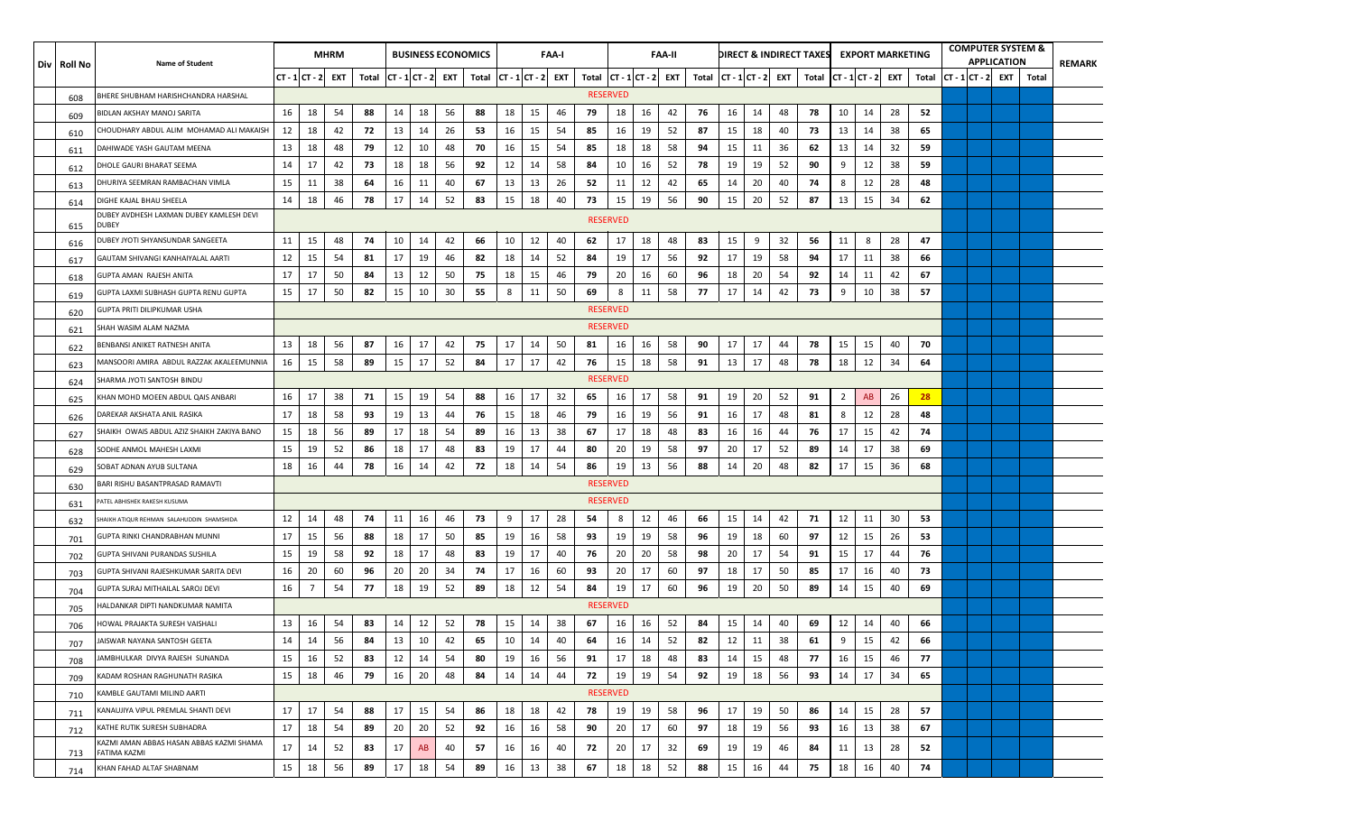| Div | Roll No | Name of Student | MHRM | | | | BUSINESS ECONOMICS | | | | FAA-I | | | | FAA-II | | | | DIRECT & INDIRECT TAXES | | | | EXPORT MARKETING | | | | COMPUTER SYSTEM & APPLICATION | | | | REMARK |
|---|---|---|---|---|---|---|---|---|---|---|---|---|---|---|---|---|---|---|---|---|---|---|---|---|---|---|---|---|---|---|---|
| | | | CT - 1 | CT - 2 | EXT | Total | CT - 1 | CT - 2 | EXT | Total | CT - 1 | CT - 2 | EXT | Total | CT - 1 | CT - 2 | EXT | Total | CT - 1 | CT - 2 | EXT | Total | CT - 1 | CT - 2 | EXT | Total | CT - 1 | CT - 2 | EXT | Total | |
| | 608 | BHERE SHUBHAM HARISHCHANDRA HARSHAL | RESERVED | | | | | | | | | | | | | | | | | | | | | | | | | | | | |
| | 609 | BIDLAN AKSHAY MANOJ SARITA | 16 | 18 | 54 | 88 | 14 | 18 | 56 | 88 | 18 | 15 | 46 | 79 | 18 | 16 | 42 | 76 | 16 | 14 | 48 | 78 | 10 | 14 | 28 | 52 | | | | | |
| | 610 | CHOUDHARY ABDUL ALIM MOHAMAD ALI MAKAISH | 12 | 18 | 42 | 72 | 13 | 14 | 26 | 53 | 16 | 15 | 54 | 85 | 16 | 19 | 52 | 87 | 15 | 18 | 40 | 73 | 13 | 14 | 38 | 65 | | | | | |
| | 611 | DAHIWADE YASH GAUTAM MEENA | 13 | 18 | 48 | 79 | 12 | 10 | 48 | 70 | 16 | 15 | 54 | 85 | 18 | 18 | 58 | 94 | 15 | 11 | 36 | 62 | 13 | 14 | 32 | 59 | | | | | |
| | 612 | DHOLE GAURI BHARAT SEEMA | 14 | 17 | 42 | 73 | 18 | 18 | 56 | 92 | 12 | 14 | 58 | 84 | 10 | 16 | 52 | 78 | 19 | 19 | 52 | 90 | 9 | 12 | 38 | 59 | | | | | |
| | 613 | DHURIYA SEEMRAN RAMBACHAN VIMLA | 15 | 11 | 38 | 64 | 16 | 11 | 40 | 67 | 13 | 13 | 26 | 52 | 11 | 12 | 42 | 65 | 14 | 20 | 40 | 74 | 8 | 12 | 28 | 48 | | | | | |
| | 614 | DIGHE KAJAL BHAU SHEELA | 14 | 18 | 46 | 78 | 17 | 14 | 52 | 83 | 15 | 18 | 40 | 73 | 15 | 19 | 56 | 90 | 15 | 20 | 52 | 87 | 13 | 15 | 34 | 62 | | | | | |
| | 615 | DUBEY AVDHESH LAXMAN DUBEY KAMLESH DEVI DUBEY | RESERVED | | | | | | | | | | | | | | | | | | | | | | | | | | | | |
| | 616 | DUBEY JYOTI SHYANSUNDAR SANGEETA | 11 | 15 | 48 | 74 | 10 | 14 | 42 | 66 | 10 | 12 | 40 | 62 | 17 | 18 | 48 | 83 | 15 | 9 | 32 | 56 | 11 | 8 | 28 | 47 | | | | | |
| | 617 | GAUTAM SHIVANGI KANHAIYALAL AARTI | 12 | 15 | 54 | 81 | 17 | 19 | 46 | 82 | 18 | 14 | 52 | 84 | 19 | 17 | 56 | 92 | 17 | 19 | 58 | 94 | 17 | 11 | 38 | 66 | | | | | |
| | 618 | GUPTA AMAN RAJESH ANITA | 17 | 17 | 50 | 84 | 13 | 12 | 50 | 75 | 18 | 15 | 46 | 79 | 20 | 16 | 60 | 96 | 18 | 20 | 54 | 92 | 14 | 11 | 42 | 67 | | | | | |
| | 619 | GUPTA LAXMI SUBHASH GUPTA RENU GUPTA | 15 | 17 | 50 | 82 | 15 | 10 | 30 | 55 | 8 | 11 | 50 | 69 | 8 | 11 | 58 | 77 | 17 | 14 | 42 | 73 | 9 | 10 | 38 | 57 | | | | | |
| | 620 | GUPTA PRITI DILIPKUMAR USHA | RESERVED | | | | | | | | | | | | | | | | | | | | | | | | | | | | |
| | 621 | SHAH WASIM ALAM NAZMA | RESERVED | | | | | | | | | | | | | | | | | | | | | | | | | | | | |
| | 622 | BENBANSI ANIKET RATNESH ANITA | 13 | 18 | 56 | 87 | 16 | 17 | 42 | 75 | 17 | 14 | 50 | 81 | 16 | 16 | 58 | 90 | 17 | 17 | 44 | 78 | 15 | 15 | 40 | 70 | | | | | |
| | 623 | MANSOORI AMIRA ABDUL RAZZAK AKALEEMUNNIA | 16 | 15 | 58 | 89 | 15 | 17 | 52 | 84 | 17 | 17 | 42 | 76 | 15 | 18 | 58 | 91 | 13 | 17 | 48 | 78 | 18 | 12 | 34 | 64 | | | | | |
| | 624 | SHARMA JYOTI SANTOSH BINDU | RESERVED | | | | | | | | | | | | | | | | | | | | | | | | | | | | |
| | 625 | KHAN MOHD MOEEN ABDUL QAIS ANBARI | 16 | 17 | 38 | 71 | 15 | 19 | 54 | 88 | 16 | 17 | 32 | 65 | 16 | 17 | 58 | 91 | 19 | 20 | 52 | 91 | 2 | AB | 26 | 28 | | | | | |
| | 626 | DAREKAR AKSHATA ANIL RASIKA | 17 | 18 | 58 | 93 | 19 | 13 | 44 | 76 | 15 | 18 | 46 | 79 | 16 | 19 | 56 | 91 | 16 | 17 | 48 | 81 | 8 | 12 | 28 | 48 | | | | | |
| | 627 | SHAIKH OWAIS ABDUL AZIZ SHAIKH ZAKIYA BANO | 15 | 18 | 56 | 89 | 17 | 18 | 54 | 89 | 16 | 13 | 38 | 67 | 17 | 18 | 48 | 83 | 16 | 16 | 44 | 76 | 17 | 15 | 42 | 74 | | | | | |
| | 628 | SODHE ANMOL MAHESH LAXMI | 15 | 19 | 52 | 86 | 18 | 17 | 48 | 83 | 19 | 17 | 44 | 80 | 20 | 19 | 58 | 97 | 20 | 17 | 52 | 89 | 14 | 17 | 38 | 69 | | | | | |
| | 629 | SOBAT ADNAN AYUB SULTANA | 18 | 16 | 44 | 78 | 16 | 14 | 42 | 72 | 18 | 14 | 54 | 86 | 19 | 13 | 56 | 88 | 14 | 20 | 48 | 82 | 17 | 15 | 36 | 68 | | | | | |
| | 630 | BARI RISHU BASANTPRASAD RAMAVTI | RESERVED | | | | | | | | | | | | | | | | | | | | | | | | | | | | |
| | 631 | PATEL ABHISHEK RAKESH KUSUMA | RESERVED | | | | | | | | | | | | | | | | | | | | | | | | | | | | |
| | 632 | SHAIKH ATIQUR REHMAN SALAHUDDIN SHAMSHIDA | 12 | 14 | 48 | 74 | 11 | 16 | 46 | 73 | 9 | 17 | 28 | 54 | 8 | 12 | 46 | 66 | 15 | 14 | 42 | 71 | 12 | 11 | 30 | 53 | | | | | |
| | 701 | GUPTA RINKI CHANDRABHAN MUNNI | 17 | 15 | 56 | 88 | 18 | 17 | 50 | 85 | 19 | 16 | 58 | 93 | 19 | 19 | 58 | 96 | 19 | 18 | 60 | 97 | 12 | 15 | 26 | 53 | | | | | |
| | 702 | GUPTA SHIVANI PURANDAS SUSHILA | 15 | 19 | 58 | 92 | 18 | 17 | 48 | 83 | 19 | 17 | 40 | 76 | 20 | 20 | 58 | 98 | 20 | 17 | 54 | 91 | 15 | 17 | 44 | 76 | | | | | |
| | 703 | GUPTA SHIVANI RAJESHKUMAR SARITA DEVI | 16 | 20 | 60 | 96 | 20 | 20 | 34 | 74 | 17 | 16 | 60 | 93 | 20 | 17 | 60 | 97 | 18 | 17 | 50 | 85 | 17 | 16 | 40 | 73 | | | | | |
| | 704 | GUPTA SURAJ MITHAILAL SAROJ DEVI | 16 | 7 | 54 | 77 | 18 | 19 | 52 | 89 | 18 | 12 | 54 | 84 | 19 | 17 | 60 | 96 | 19 | 20 | 50 | 89 | 14 | 15 | 40 | 69 | | | | | |
| | 705 | HALDANKAR DIPTI NANDKUMAR NAMITA | RESERVED | | | | | | | | | | | | | | | | | | | | | | | | | | | | |
| | 706 | HOWAL PRAJAKTA SURESH VAISHALI | 13 | 16 | 54 | 83 | 14 | 12 | 52 | 78 | 15 | 14 | 38 | 67 | 16 | 16 | 52 | 84 | 15 | 14 | 40 | 69 | 12 | 14 | 40 | 66 | | | | | |
| | 707 | JAISWAR NAYANA SANTOSH GEETA | 14 | 14 | 56 | 84 | 13 | 10 | 42 | 65 | 10 | 14 | 40 | 64 | 16 | 14 | 52 | 82 | 12 | 11 | 38 | 61 | 9 | 15 | 42 | 66 | | | | | |
| | 708 | JAMBHULKAR DIVYA RAJESH SUNANDA | 15 | 16 | 52 | 83 | 12 | 14 | 54 | 80 | 19 | 16 | 56 | 91 | 17 | 18 | 48 | 83 | 14 | 15 | 48 | 77 | 16 | 15 | 46 | 77 | | | | | |
| | 709 | KADAM ROSHAN RAGHUNATH RASIKA | 15 | 18 | 46 | 79 | 16 | 20 | 48 | 84 | 14 | 14 | 44 | 72 | 19 | 19 | 54 | 92 | 19 | 18 | 56 | 93 | 14 | 17 | 34 | 65 | | | | | |
| | 710 | KAMBLE GAUTAMI MILIND AARTI | RESERVED | | | | | | | | | | | | | | | | | | | | | | | | | | | | |
| | 711 | KANAUJIYA VIPUL PREMLAL SHANTI DEVI | 17 | 17 | 54 | 88 | 17 | 15 | 54 | 86 | 18 | 18 | 42 | 78 | 19 | 19 | 58 | 96 | 17 | 19 | 50 | 86 | 14 | 15 | 28 | 57 | | | | | |
| | 712 | KATHE RUTIK SURESH SUBHADRA | 17 | 18 | 54 | 89 | 20 | 20 | 52 | 92 | 16 | 16 | 58 | 90 | 20 | 17 | 60 | 97 | 18 | 19 | 56 | 93 | 16 | 13 | 38 | 67 | | | | | |
| | 713 | KAZMI AMAN ABBAS HASAN ABBAS KAZMI SHAMA FATIMA KAZMI | 17 | 14 | 52 | 83 | 17 | AB | 40 | 57 | 16 | 16 | 40 | 72 | 20 | 17 | 32 | 69 | 19 | 19 | 46 | 84 | 11 | 13 | 28 | 52 | | | | | |
| | 714 | KHAN FAHAD ALTAF SHABNAM | 15 | 18 | 56 | 89 | 17 | 18 | 54 | 89 | 16 | 13 | 38 | 67 | 18 | 18 | 52 | 88 | 15 | 16 | 44 | 75 | 18 | 16 | 40 | 74 | | | | | |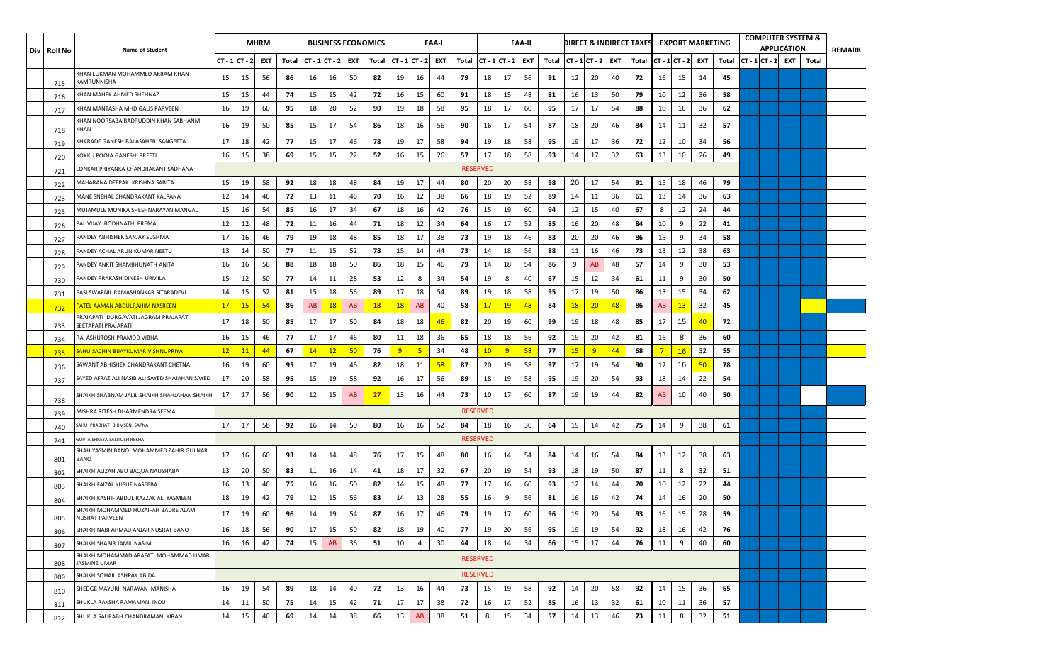| Div | Roll No | Name of Student | MHRM | | | | BUSINESS ECONOMICS | | | | FAA-I | | | | FAA-II | | | | DIRECT & INDIRECT TAXES | | | | EXPORT MARKETING | | | | COMPUTER SYSTEM & APPLICATION | | | | REMARK |
|---|---|---|---|---|---|---|---|---|---|---|---|---|---|---|---|---|---|---|---|---|---|---|---|---|---|---|---|---|---|---|---|
| | | | CT - 1 | CT - 2 | EXT | Total | CT - 1 | CT - 2 | EXT | Total | CT - 1 | CT - 2 | EXT | Total | CT - 1 | CT - 2 | EXT | Total | CT - 1 | CT - 2 | EXT | Total | CT - 1 | CT - 2 | EXT | Total | CT - 1 | CT - 2 | EXT | Total | |
| | 715 | KHAN LUKMAN MOHAMMED AKRAM KHAN KAMRUNNISHA | 15 | 15 | 56 | 86 | 16 | 16 | 50 | 82 | 19 | 16 | 44 | 79 | 18 | 17 | 56 | 91 | 12 | 20 | 40 | 72 | 16 | 15 | 14 | 45 | | | | | |
| | 716 | KHAN MAHEK AHMED SHEHNAZ | 15 | 15 | 44 | 74 | 15 | 15 | 42 | 72 | 16 | 15 | 60 | 91 | 18 | 15 | 48 | 81 | 16 | 13 | 50 | 79 | 10 | 12 | 36 | 58 | | | | | |
| | 717 | KHAN MANTASHA MHD GAUS PARVEEN | 16 | 19 | 60 | 95 | 18 | 20 | 52 | 90 | 19 | 18 | 58 | 95 | 18 | 17 | 60 | 95 | 17 | 17 | 54 | 88 | 10 | 16 | 36 | 62 | | | | | |
| | 718 | KHAN NOORSABA BADRUDDIN KHAN SABHANM KHAN | 16 | 19 | 50 | 85 | 15 | 17 | 54 | 86 | 18 | 16 | 56 | 90 | 16 | 17 | 54 | 87 | 18 | 20 | 46 | 84 | 14 | 11 | 32 | 57 | | | | | |
| | 719 | KHARADE GANESH BALASAHEB SANGEETA | 17 | 18 | 42 | 77 | 15 | 17 | 46 | 78 | 19 | 17 | 58 | 94 | 19 | 18 | 58 | 95 | 19 | 17 | 36 | 72 | 12 | 10 | 34 | 56 | | | | | |
| | 720 | KOKKU POOJA GANESH PREETI | 16 | 15 | 38 | 69 | 15 | 15 | 22 | 52 | 16 | 15 | 26 | 57 | 17 | 18 | 58 | 93 | 14 | 17 | 32 | 63 | 13 | 10 | 26 | 49 | | | | | |
| | 721 | LONKAR PRIYANKA CHANDRAKANT SADHANA | RESERVED | | | | | | | | | | | | | | | | | | | | | | | | | | | | |
| | 722 | MAHARANA DEEPAK KRISHNA SABITA | 15 | 19 | 58 | 92 | 18 | 18 | 48 | 84 | 19 | 17 | 44 | 80 | 20 | 20 | 58 | 98 | 20 | 17 | 54 | 91 | 15 | 18 | 46 | 79 | | | | | |
| | 723 | MANE SNEHAL CHANDRAKANT KALPANA | 12 | 14 | 46 | 72 | 13 | 11 | 46 | 70 | 16 | 12 | 38 | 66 | 18 | 19 | 52 | 89 | 14 | 11 | 36 | 61 | 13 | 14 | 36 | 63 | | | | | |
| | 725 | MUJAMULE MONIKA SHESHNARAYAN MANGAL | 15 | 16 | 54 | 85 | 16 | 17 | 34 | 67 | 18 | 16 | 42 | 76 | 15 | 19 | 60 | 94 | 12 | 15 | 40 | 67 | 8 | 12 | 24 | 44 | | | | | |
| | 726 | PAL VIJAY BODHNATH PREMA | 12 | 12 | 48 | 72 | 11 | 16 | 44 | 71 | 18 | 12 | 34 | 64 | 16 | 17 | 52 | 85 | 16 | 20 | 48 | 84 | 10 | 9 | 22 | 41 | | | | | |
| | 727 | PANDEY ABHISHEK SANJAY SUSHMA | 17 | 16 | 46 | 79 | 19 | 18 | 48 | 85 | 18 | 17 | 38 | 73 | 19 | 18 | 46 | 83 | 20 | 20 | 46 | 86 | 15 | 9 | 34 | 58 | | | | | |
| | 728 | PANDEY ACHAL ARUN KUMAR NEETU | 13 | 14 | 50 | 77 | 11 | 15 | 52 | 78 | 15 | 14 | 44 | 73 | 14 | 18 | 56 | 88 | 11 | 16 | 46 | 73 | 13 | 12 | 38 | 63 | | | | | |
| | 729 | PANDEY ANKIT SHAMBHUNATH ANITA | 16 | 16 | 56 | 88 | 18 | 18 | 50 | 86 | 18 | 15 | 46 | 79 | 14 | 18 | 54 | 86 | 9 | AB | 48 | 57 | 14 | 9 | 30 | 53 | | | | | |
| | 730 | PANDEY PRAKASH DINESH URMILA | 15 | 12 | 50 | 77 | 14 | 11 | 28 | 53 | 12 | 8 | 34 | 54 | 19 | 8 | 40 | 67 | 15 | 12 | 34 | 61 | 11 | 9 | 30 | 50 | | | | | |
| | 731 | PASI SWAPNIL RAMASHANKAR SITARADEVI | 14 | 15 | 52 | 81 | 15 | 18 | 56 | 89 | 17 | 18 | 54 | 89 | 19 | 18 | 58 | 95 | 17 | 19 | 50 | 86 | 13 | 15 | 34 | 62 | | | | | |
| | 732 | PATEL AAMAN ABDULRAHIM NASREEN | 17 | 15 | 54 | 86 | AB | 18 | AB | 18 | 18 | AB | 40 | 58 | 17 | 19 | 48 | 84 | 18 | 20 | 48 | 86 | AB | 13 | 32 | 45 | | | | | |
| | 733 | PRAJAPATI DURGAVATI JAGRAM PRAJAPATI SEETAPATI PRAJAPATI | 17 | 18 | 50 | 85 | 17 | 17 | 50 | 84 | 18 | 18 | 46 | 82 | 20 | 19 | 60 | 99 | 19 | 18 | 48 | 85 | 17 | 15 | 40 | 72 | | | | | |
| | 734 | RAI ASHUTOSH PRAMOD VIBHA | 16 | 15 | 46 | 77 | 17 | 17 | 46 | 80 | 11 | 18 | 36 | 65 | 18 | 18 | 56 | 92 | 19 | 20 | 42 | 81 | 16 | 8 | 36 | 60 | | | | | |
| | 735 | SAHU SACHIN BIJAYKUMAR VISHNUPRIYA | 12 | 11 | 44 | 67 | 14 | 12 | 50 | 76 | 9 | 5 | 34 | 48 | 10 | 9 | 58 | 77 | 15 | 9 | 44 | 68 | 7 | 16 | 32 | 55 | | | | | |
| | 736 | SAWANT ABHISHEK CHANDRAKANT CHETNA | 16 | 19 | 60 | 95 | 17 | 19 | 46 | 82 | 18 | 11 | 58 | 87 | 20 | 19 | 58 | 97 | 17 | 19 | 54 | 90 | 12 | 16 | 50 | 78 | | | | | |
| | 737 | SAYED AFRAZ ALI NASIB ALI SAYED SHAJAHAN SAYED | 17 | 20 | 58 | 95 | 15 | 19 | 58 | 92 | 16 | 17 | 56 | 89 | 18 | 19 | 58 | 95 | 19 | 20 | 54 | 93 | 18 | 14 | 22 | 54 | | | | | |
| | 738 | SHAIKH SHABNAM JALIL SHAIKH SHAHJAHAN SHAIKH | 17 | 17 | 56 | 90 | 12 | 15 | AB | 27 | 13 | 16 | 44 | 73 | 10 | 17 | 60 | 87 | 19 | 19 | 44 | 82 | AB | 10 | 40 | 50 | | | | | |
| | 739 | MISHRA RITESH DHARMENDRA SEEMA | RESERVED | | | | | | | | | | | | | | | | | | | | | | | | | | | | |
| | 740 | SAHU PRABHAT BHIMSEN SAPNA | 17 | 17 | 58 | 92 | 16 | 14 | 50 | 80 | 16 | 16 | 52 | 84 | 18 | 16 | 30 | 64 | 19 | 14 | 42 | 75 | 14 | 9 | 38 | 61 | | | | | |
| | 741 | GUPTA SHREYA SANTOSH REKHA | RESERVED | | | | | | | | | | | | | | | | | | | | | | | | | | | | |
| | 801 | SHAH YASMIN BANO MOHAMMED ZAHIR GULNAR BANO | 17 | 16 | 60 | 93 | 14 | 14 | 48 | 76 | 17 | 15 | 48 | 80 | 16 | 14 | 54 | 84 | 14 | 16 | 54 | 84 | 13 | 12 | 38 | 63 | | | | | |
| | 802 | SHAIKH ALIZAH ABU BAQUA NAUSHABA | 13 | 20 | 50 | 83 | 11 | 16 | 14 | 41 | 18 | 17 | 32 | 67 | 20 | 19 | 54 | 93 | 18 | 19 | 50 | 87 | 11 | 8 | 32 | 51 | | | | | |
| | 803 | SHAIKH FAIZAL YUSUF NASEEBA | 16 | 13 | 46 | 75 | 16 | 16 | 50 | 82 | 14 | 15 | 48 | 77 | 17 | 16 | 60 | 93 | 12 | 14 | 44 | 70 | 10 | 12 | 22 | 44 | | | | | |
| | 804 | SHAIKH KASHIF ABDUL RAZZAK ALI YASMEEN | 18 | 19 | 42 | 79 | 12 | 15 | 56 | 83 | 14 | 13 | 28 | 55 | 16 | 9 | 56 | 81 | 16 | 16 | 42 | 74 | 14 | 16 | 20 | 50 | | | | | |
| | 805 | SHAIKH MOHAMMED HUZAIFAH BADRE ALAM NUSRAT PARVEEN | 17 | 19 | 60 | 96 | 14 | 19 | 54 | 87 | 16 | 17 | 46 | 79 | 19 | 17 | 60 | 96 | 19 | 20 | 54 | 93 | 16 | 15 | 28 | 59 | | | | | |
| | 806 | SHAIKH NABI AHMAD ANJAR NUSRAT BANO | 16 | 18 | 56 | 90 | 17 | 15 | 50 | 82 | 18 | 19 | 40 | 77 | 19 | 20 | 56 | 95 | 19 | 19 | 54 | 92 | 18 | 16 | 42 | 76 | | | | | |
| | 807 | SHAIKH SHABIR JAMIL NASIM | 16 | 16 | 42 | 74 | 15 | AB | 36 | 51 | 10 | 4 | 30 | 44 | 18 | 14 | 34 | 66 | 15 | 17 | 44 | 76 | 11 | 9 | 40 | 60 | | | | | |
| | 808 | SHAIKH MOHAMMAD ARAFAT MOHAMMAD UMAR JASMINE UMAR | RESERVED | | | | | | | | | | | | | | | | | | | | | | | | | | | | |
| | 809 | SHAIKH SOHAIL ASHPAK ABIDA | RESERVED | | | | | | | | | | | | | | | | | | | | | | | | | | | | |
| | 810 | SHEDGE MAYURI NARAYAN MANISHA | 16 | 19 | 54 | 89 | 18 | 14 | 40 | 72 | 13 | 16 | 44 | 73 | 15 | 19 | 58 | 92 | 14 | 20 | 58 | 92 | 14 | 15 | 36 | 65 | | | | | |
| | 811 | SHUKLA RAKSHA RAMAMANI INDU | 14 | 11 | 50 | 75 | 14 | 15 | 42 | 71 | 17 | 17 | 38 | 72 | 16 | 17 | 52 | 85 | 16 | 13 | 32 | 61 | 10 | 11 | 36 | 57 | | | | | |
| | 812 | SHUKLA SAURABH CHANDRAMANI KIRAN | 14 | 15 | 40 | 69 | 14 | 14 | 38 | 66 | 13 | AB | 38 | 51 | 8 | 15 | 34 | 57 | 14 | 13 | 46 | 73 | 11 | 8 | 32 | 51 | | | | | |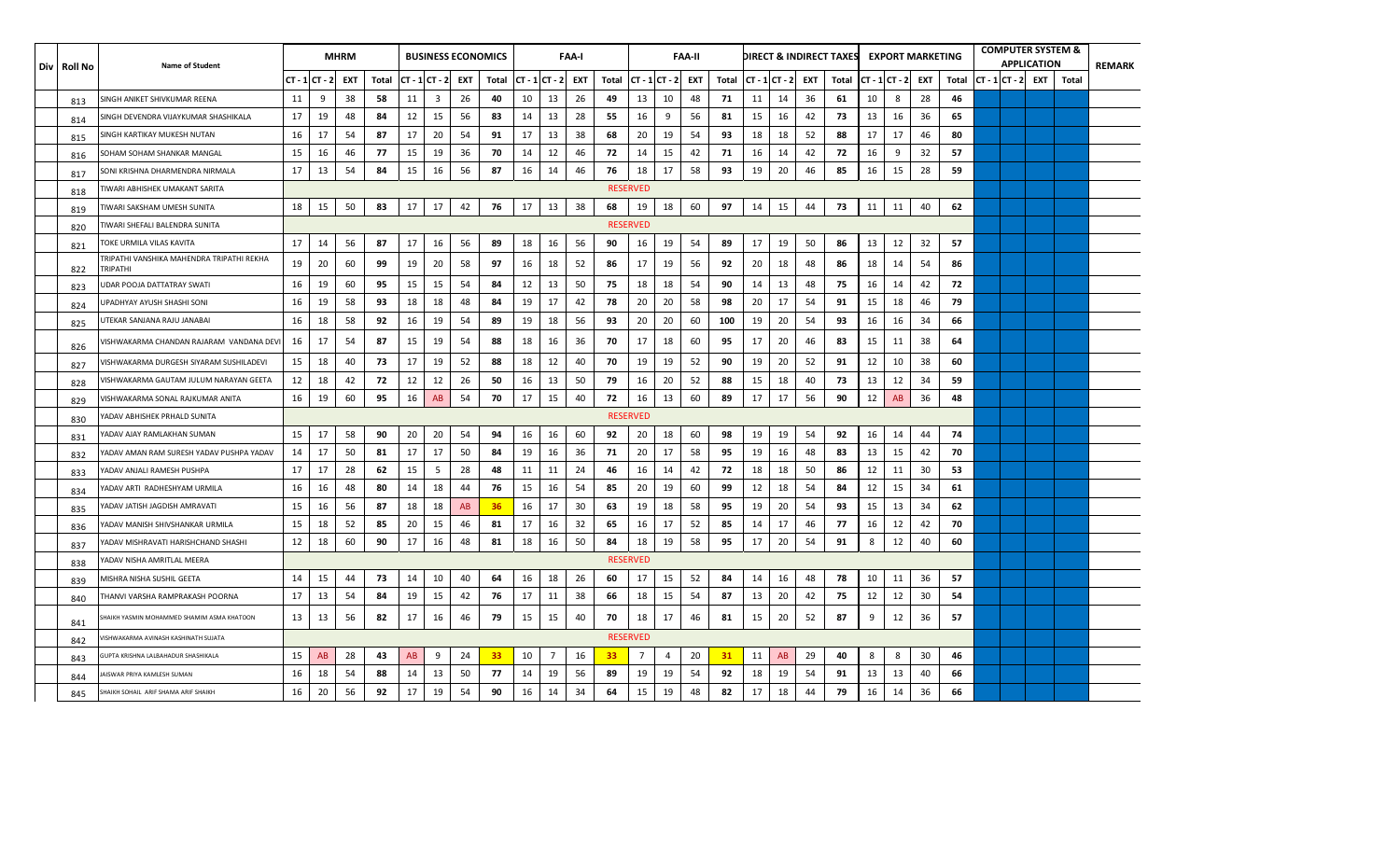| Div | Roll No | Name of Student | MHRM | | | | BUSINESS ECONOMICS | | | | FAA-I | | | | FAA-II | | | | DIRECT & INDIRECT TAXES | | | | EXPORT MARKETING | | | | COMPUTER SYSTEM & APPLICATION | | | | REMARK |
|---|---|---|---|---|---|---|---|---|---|---|---|---|---|---|---|---|---|---|---|---|---|---|---|---|---|---|---|---|---|---|---|
| | | | CT - 1 | CT - 2 | EXT | Total | CT - 1 | CT - 2 | EXT | Total | CT - 1 | CT - 2 | EXT | Total | CT - 1 | CT - 2 | EXT | Total | CT - 1 | CT - 2 | EXT | Total | CT - 1 | CT - 2 | EXT | Total | CT - 1 | CT - 2 | EXT | Total | |
| | 813 | SINGH ANIKET SHIVKUMAR REENA | 11 | 9 | 38 | 58 | 11 | 3 | 26 | 40 | 10 | 13 | 26 | 49 | 13 | 10 | 48 | 71 | 11 | 14 | 36 | 61 | 10 | 8 | 28 | 46 | | | | | |
| | 814 | SINGH DEVENDRA VIJAYKUMAR SHASHIKALA | 17 | 19 | 48 | 84 | 12 | 15 | 56 | 83 | 14 | 13 | 28 | 55 | 16 | 9 | 56 | 81 | 15 | 16 | 42 | 73 | 13 | 16 | 36 | 65 | | | | | |
| | 815 | SINGH KARTIKAY MUKESH NUTAN | 16 | 17 | 54 | 87 | 17 | 20 | 54 | 91 | 17 | 13 | 38 | 68 | 20 | 19 | 54 | 93 | 18 | 18 | 52 | 88 | 17 | 17 | 46 | 80 | | | | | |
| | 816 | SOHAM SOHAM SHANKAR MANGAL | 15 | 16 | 46 | 77 | 15 | 19 | 36 | 70 | 14 | 12 | 46 | 72 | 14 | 15 | 42 | 71 | 16 | 14 | 42 | 72 | 16 | 9 | 32 | 57 | | | | | |
| | 817 | SONI KRISHNA DHARMENDRA NIRMALA | 17 | 13 | 54 | 84 | 15 | 16 | 56 | 87 | 16 | 14 | 46 | 76 | 18 | 17 | 58 | 93 | 19 | 20 | 46 | 85 | 16 | 15 | 28 | 59 | | | | | |
| | 818 | TIWARI ABHISHEK UMAKANT SARITA | RESERVED | | | | | | | | | | | | | | | | | | | | | | | | | | | | |
| | 819 | TIWARI SAKSHAM UMESH SUNITA | 18 | 15 | 50 | 83 | 17 | 17 | 42 | 76 | 17 | 13 | 38 | 68 | 19 | 18 | 60 | 97 | 14 | 15 | 44 | 73 | 11 | 11 | 40 | 62 | | | | | |
| | 820 | TIWARI SHEFALI BALENDRA SUNITA | RESERVED | | | | | | | | | | | | | | | | | | | | | | | | | | | | |
| | 821 | TOKE URMILA VILAS KAVITA | 17 | 14 | 56 | 87 | 17 | 16 | 56 | 89 | 18 | 16 | 56 | 90 | 16 | 19 | 54 | 89 | 17 | 19 | 50 | 86 | 13 | 12 | 32 | 57 | | | | | |
| | 822 | TRIPATHI VANSHIKA MAHENDRA TRIPATHI REKHA TRIPATHI | 19 | 20 | 60 | 99 | 19 | 20 | 58 | 97 | 16 | 18 | 52 | 86 | 17 | 19 | 56 | 92 | 20 | 18 | 48 | 86 | 18 | 14 | 54 | 86 | | | | | |
| | 823 | UDAR POOJA DATTATRAY SWATI | 16 | 19 | 60 | 95 | 15 | 15 | 54 | 84 | 12 | 13 | 50 | 75 | 18 | 18 | 54 | 90 | 14 | 13 | 48 | 75 | 16 | 14 | 42 | 72 | | | | | |
| | 824 | UPADHYAY AYUSH SHASHI SONI | 16 | 19 | 58 | 93 | 18 | 18 | 48 | 84 | 19 | 17 | 42 | 78 | 20 | 20 | 58 | 98 | 20 | 17 | 54 | 91 | 15 | 18 | 46 | 79 | | | | | |
| | 825 | UTEKAR SANJANA RAJU JANABAI | 16 | 18 | 58 | 92 | 16 | 19 | 54 | 89 | 19 | 18 | 56 | 93 | 20 | 20 | 60 | 100 | 19 | 20 | 54 | 93 | 16 | 16 | 34 | 66 | | | | | |
| | 826 | VISHWAKARMA CHANDAN RAJARAM VANDANA DEVI | 16 | 17 | 54 | 87 | 15 | 19 | 54 | 88 | 18 | 16 | 36 | 70 | 17 | 18 | 60 | 95 | 17 | 20 | 46 | 83 | 15 | 11 | 38 | 64 | | | | | |
| | 827 | VISHWAKARMA DURGESH SIYARAM SUSHILADEVI | 15 | 18 | 40 | 73 | 17 | 19 | 52 | 88 | 18 | 12 | 40 | 70 | 19 | 19 | 52 | 90 | 19 | 20 | 52 | 91 | 12 | 10 | 38 | 60 | | | | | |
| | 828 | VISHWAKARMA GAUTAM JULUM NARAYAN GEETA | 12 | 18 | 42 | 72 | 12 | 12 | 26 | 50 | 16 | 13 | 50 | 79 | 16 | 20 | 52 | 88 | 15 | 18 | 40 | 73 | 13 | 12 | 34 | 59 | | | | | |
| | 829 | VISHWAKARMA SONAL RAJKUMAR ANITA | 16 | 19 | 60 | 95 | 16 | AB | 54 | 70 | 17 | 15 | 40 | 72 | 16 | 13 | 60 | 89 | 17 | 17 | 56 | 90 | 12 | AB | 36 | 48 | | | | | |
| | 830 | YADAV ABHISHEK PRHALD SUNITA | RESERVED | | | | | | | | | | | | | | | | | | | | | | | | | | | | |
| | 831 | YADAV AJAY RAMLAKHAN SUMAN | 15 | 17 | 58 | 90 | 20 | 20 | 54 | 94 | 16 | 16 | 60 | 92 | 20 | 18 | 60 | 98 | 19 | 19 | 54 | 92 | 16 | 14 | 44 | 74 | | | | | |
| | 832 | YADAV AMAN RAM SURESH YADAV PUSHPA YADAV | 14 | 17 | 50 | 81 | 17 | 17 | 50 | 84 | 19 | 16 | 36 | 71 | 20 | 17 | 58 | 95 | 19 | 16 | 48 | 83 | 13 | 15 | 42 | 70 | | | | | |
| | 833 | YADAV ANJALI RAMESH PUSHPA | 17 | 17 | 28 | 62 | 15 | 5 | 28 | 48 | 11 | 11 | 24 | 46 | 16 | 14 | 42 | 72 | 18 | 18 | 50 | 86 | 12 | 11 | 30 | 53 | | | | | |
| | 834 | YADAV ARTI RADHESHYAM URMILA | 16 | 16 | 48 | 80 | 14 | 18 | 44 | 76 | 15 | 16 | 54 | 85 | 20 | 19 | 60 | 99 | 12 | 18 | 54 | 84 | 12 | 15 | 34 | 61 | | | | | |
| | 835 | YADAV JATISH JAGDISH AMRAVATI | 15 | 16 | 56 | 87 | 18 | 18 | AB | 36 | 16 | 17 | 30 | 63 | 19 | 18 | 58 | 95 | 19 | 20 | 54 | 93 | 15 | 13 | 34 | 62 | | | | | |
| | 836 | YADAV MANISH SHIVSHANKAR URMILA | 15 | 18 | 52 | 85 | 20 | 15 | 46 | 81 | 17 | 16 | 32 | 65 | 16 | 17 | 52 | 85 | 14 | 17 | 46 | 77 | 16 | 12 | 42 | 70 | | | | | |
| | 837 | YADAV MISHRAVATI HARISHCHAND SHASHI | 12 | 18 | 60 | 90 | 17 | 16 | 48 | 81 | 18 | 16 | 50 | 84 | 18 | 19 | 58 | 95 | 17 | 20 | 54 | 91 | 8 | 12 | 40 | 60 | | | | | |
| | 838 | YADAV NISHA AMRITLAL MEERA | RESERVED | | | | | | | | | | | | | | | | | | | | | | | | | | | | |
| | 839 | MISHRA NISHA SUSHIL GEETA | 14 | 15 | 44 | 73 | 14 | 10 | 40 | 64 | 16 | 18 | 26 | 60 | 17 | 15 | 52 | 84 | 14 | 16 | 48 | 78 | 10 | 11 | 36 | 57 | | | | | |
| | 840 | THANVI VARSHA RAMPRAKASH POORNA | 17 | 13 | 54 | 84 | 19 | 15 | 42 | 76 | 17 | 11 | 38 | 66 | 18 | 15 | 54 | 87 | 13 | 20 | 42 | 75 | 12 | 12 | 30 | 54 | | | | | |
| | 841 | SHAIKH YASMIN MOHAMMED SHAMIM ASMA KHATOON | 13 | 13 | 56 | 82 | 17 | 16 | 46 | 79 | 15 | 15 | 40 | 70 | 18 | 17 | 46 | 81 | 15 | 20 | 52 | 87 | 9 | 12 | 36 | 57 | | | | | |
| | 842 | VISHWAKARMA AVINASH KASHINATH SUJATA | RESERVED | | | | | | | | | | | | | | | | | | | | | | | | | | | | |
| | 843 | GUPTA KRISHNA LALBAHADUR SHASHIKALA | 15 | AB | 28 | 43 | AB | 9 | 24 | 33 | 10 | 7 | 16 | 33 | 7 | 4 | 20 | 31 | 11 | AB | 29 | 40 | 8 | 8 | 30 | 46 | | | | | |
| | 844 | JAISWAR PRIYA KAMLESH SUMAN | 16 | 18 | 54 | 88 | 14 | 13 | 50 | 77 | 14 | 19 | 56 | 89 | 19 | 19 | 54 | 92 | 18 | 19 | 54 | 91 | 13 | 13 | 40 | 66 | | | | | |
| | 845 | SHAIKH SOHAIL ARIF SHAMA ARIF SHAIKH | 16 | 20 | 56 | 92 | 17 | 19 | 54 | 90 | 16 | 14 | 34 | 64 | 15 | 19 | 48 | 82 | 17 | 18 | 44 | 79 | 16 | 14 | 36 | 66 | | | | | |